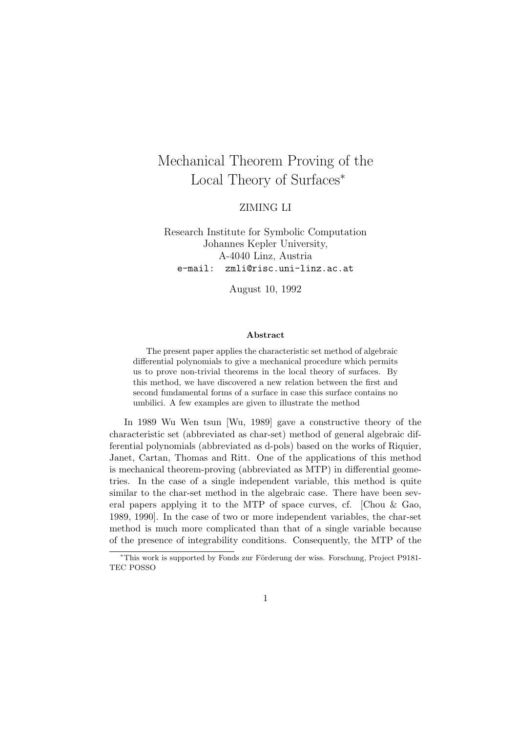# Mechanical Theorem Proving of the Local Theory of Surfaces*

ZIMING LI

Research Institute for Symbolic Computation
Johannes Kepler University,
A-4040 Linz, Austria
e-mail: zmli@risc.uni-linz.ac.at

August 10, 1992

### Abstract

The present paper applies the characteristic set method of algebraic differential polynomials to give a mechanical procedure which permits us to prove non-trivial theorems in the local theory of surfaces. By this method, we have discovered a new relation between the first and second fundamental forms of a surface in case this surface contains no umbilici. A few examples are given to illustrate the method

In 1989 Wu Wen tsun [Wu, 1989] gave a constructive theory of the characteristic set (abbreviated as char-set) method of general algebraic differential polynomials (abbreviated as d-pols) based on the works of Riquier, Janet, Cartan, Thomas and Ritt. One of the applications of this method is mechanical theorem-proving (abbreviated as MTP) in differential geometries. In the case of a single independent variable, this method is quite similar to the char-set method in the algebraic case. There have been several papers applying it to the MTP of space curves, cf. [Chou & Gao, 1989, 1990]. In the case of two or more independent variables, the char-set method is much more complicated than that of a single variable because of the presence of integrability conditions. Consequently, the MTP of the

*This work is supported by Fonds zur Förderung der wiss. Forschung, Project P9181-TEC POSSO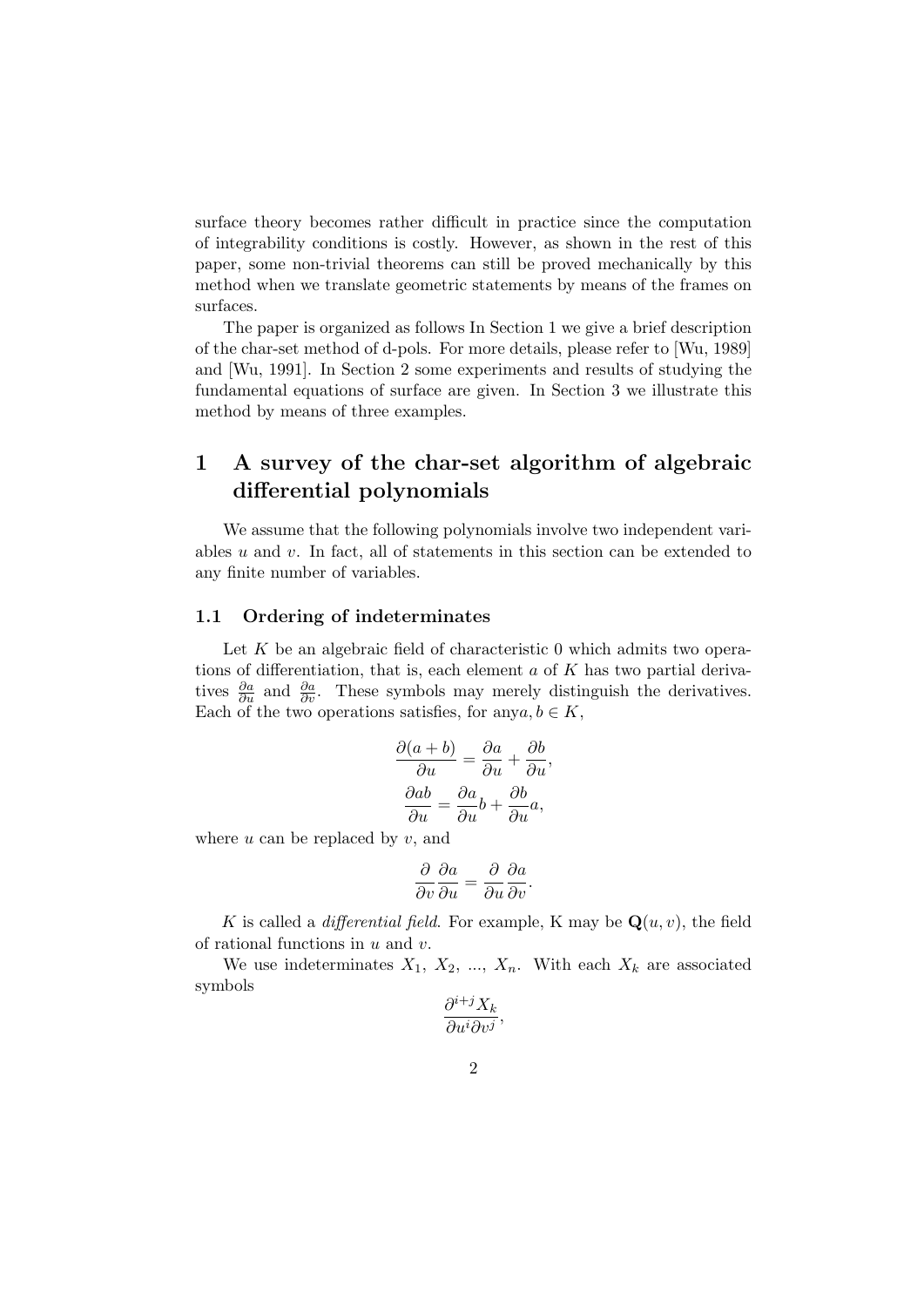surface theory becomes rather difficult in practice since the computation of integrability conditions is costly. However, as shown in the rest of this paper, some non-trivial theorems can still be proved mechanically by this method when we translate geometric statements by means of the frames on surfaces.

The paper is organized as follows In Section 1 we give a brief description of the char-set method of d-pols. For more details, please refer to [Wu, 1989] and [Wu, 1991]. In Section 2 some experiments and results of studying the fundamental equations of surface are given. In Section 3 we illustrate this method by means of three examples.

# 1 A survey of the char-set algorithm of algebraic differential polynomials

We assume that the following polynomials involve two independent variables $u$ and $v$. In fact, all of statements in this section can be extended to any finite number of variables.

## 1.1 Ordering of indeterminates

Let $K$ be an algebraic field of characteristic 0 which admits two operations of differentiation, that is, each element $a$ of $K$ has two partial derivatives $\frac{\partial a}{\partial u}$ and $\frac{\partial a}{\partial v}$. These symbols may merely distinguish the derivatives. Each of the two operations satisfies, for any$a, b \in K$,

$$\frac{\partial (a+b)}{\partial u} = \frac{\partial a}{\partial u} + \frac{\partial b}{\partial u},$$

$$\frac{\partial ab}{\partial u} = \frac{\partial a}{\partial u} b + \frac{\partial b}{\partial u} a,$$

where $u$ can be replaced by $v$, and

$$\frac{\partial}{\partial v}\frac{\partial a}{\partial u} = \frac{\partial}{\partial u}\frac{\partial a}{\partial v}.$$

$K$ is called a *differential field*. For example, K may be $\mathbf{Q}(u, v)$, the field of rational functions in $u$ and $v$.

We use indeterminates $X_1$, $X_2$, ..., $X_n$. With each $X_k$ are associated symbols

$$\frac{\partial^{i+j} X_k}{\partial u^i \partial v^j},$$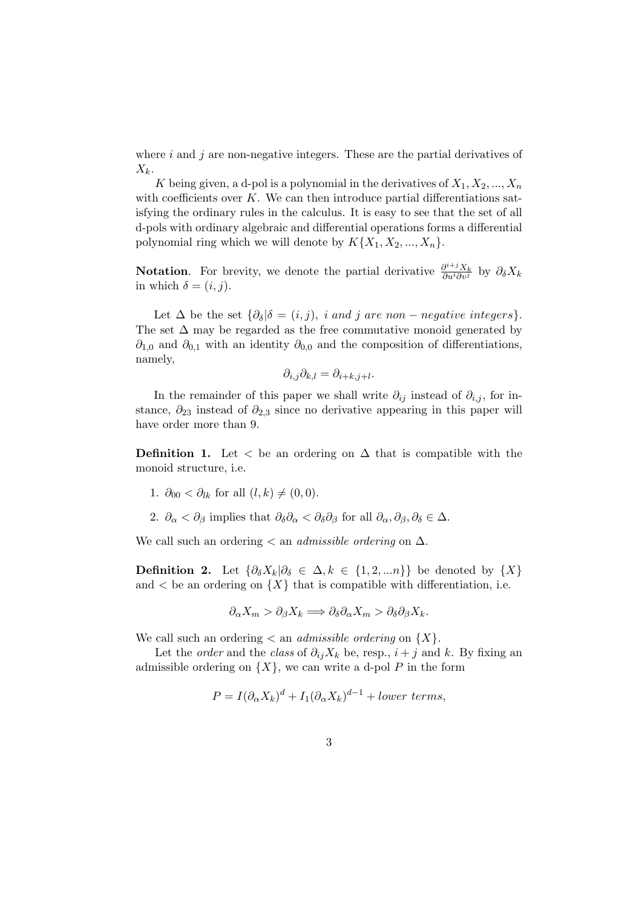where $i$ and $j$ are non-negative integers. These are the partial derivatives of $X_k$.

$K$ being given, a d-pol is a polynomial in the derivatives of $X_1, X_2, ..., X_n$ with coefficients over $K$. We can then introduce partial differentiations satisfying the ordinary rules in the calculus. It is easy to see that the set of all d-pols with ordinary algebraic and differential operations forms a differential polynomial ring which we will denote by $K\{X_1, X_2, ..., X_n\}$.

**Notation**. For brevity, we denote the partial derivative $\frac{\partial^{i+j} X_k}{\partial u^i \partial v^j}$ by $\partial_\delta X_k$ in which $\delta = (i, j)$.

Let $\Delta$ be the set $\{\partial_\delta | \delta = (i, j),\ i \text{ and } j \text{ are non} - \text{negative integers}\}$. The set $\Delta$ may be regarded as the free commutative monoid generated by $\partial_{1,0}$ and $\partial_{0,1}$ with an identity $\partial_{0,0}$ and the composition of differentiations, namely,

$$\partial_{i,j}\partial_{k,l} = \partial_{i+k,j+l}.$$

In the remainder of this paper we shall write $\partial_{ij}$ instead of $\partial_{i,j}$, for instance, $\partial_{23}$ instead of $\partial_{2,3}$ since no derivative appearing in this paper will have order more than 9.

**Definition 1.** Let $<$ be an ordering on $\Delta$ that is compatible with the monoid structure, i.e.

1. $\partial_{00} < \partial_{lk}$ for all $(l, k) \neq (0, 0)$.
2. $\partial_\alpha < \partial_\beta$ implies that $\partial_\delta\partial_\alpha < \partial_\delta\partial_\beta$ for all $\partial_\alpha, \partial_\beta, \partial_\delta \in \Delta$.

We call such an ordering $<$ an *admissible ordering* on $\Delta$.

**Definition 2.** Let $\{\partial_\delta X_k | \partial_\delta \in \Delta, k \in \{1, 2, ...n\}\}$ be denoted by $\{X\}$ and $<$ be an ordering on $\{X\}$ that is compatible with differentiation, i.e.

$$\partial_\alpha X_m > \partial_\beta X_k \Longrightarrow \partial_\delta\partial_\alpha X_m > \partial_\delta\partial_\beta X_k.$$

We call such an ordering $<$ an *admissible ordering* on $\{X\}$.

Let the *order* and the *class* of $\partial_{ij} X_k$ be, resp., $i + j$ and $k$. By fixing an admissible ordering on $\{X\}$, we can write a d-pol $P$ in the form

$$P = I(\partial_\alpha X_k)^d + I_1(\partial_\alpha X_k)^{d-1} + lower\ terms,$$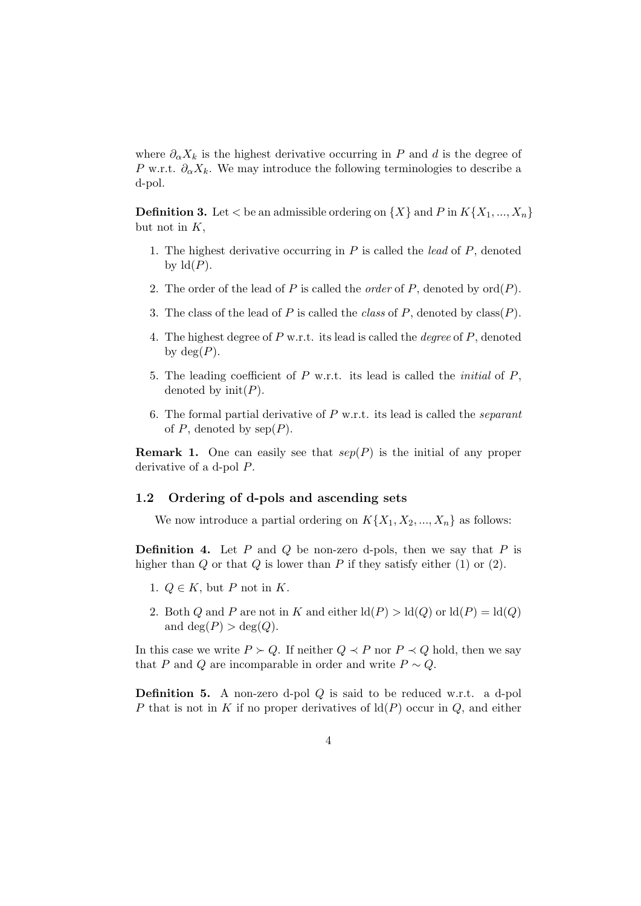where $\partial_\alpha X_k$ is the highest derivative occurring in $P$ and $d$ is the degree of $P$ w.r.t. $\partial_\alpha X_k$. We may introduce the following terminologies to describe a d-pol.

**Definition 3.** Let $<$ be an admissible ordering on $\{X\}$ and $P$ in $K\{X_1, ..., X_n\}$ but not in $K$,

1. The highest derivative occurring in $P$ is called the *lead* of $P$, denoted by $\mathrm{ld}(P)$.
2. The order of the lead of $P$ is called the *order* of $P$, denoted by $\mathrm{ord}(P)$.
3. The class of the lead of $P$ is called the *class* of $P$, denoted by $\mathrm{class}(P)$.
4. The highest degree of $P$ w.r.t. its lead is called the *degree* of $P$, denoted by $\deg(P)$.
5. The leading coefficient of $P$ w.r.t. its lead is called the *initial* of $P$, denoted by $\mathrm{init}(P)$.
6. The formal partial derivative of $P$ w.r.t. its lead is called the *separant* of $P$, denoted by $\mathrm{sep}(P)$.

**Remark 1.** One can easily see that $sep(P)$ is the initial of any proper derivative of a d-pol $P$.

### 1.2 Ordering of d-pols and ascending sets

We now introduce a partial ordering on $K\{X_1, X_2, ..., X_n\}$ as follows:

**Definition 4.** Let $P$ and $Q$ be non-zero d-pols, then we say that $P$ is higher than $Q$ or that $Q$ is lower than $P$ if they satisfy either (1) or (2).

1. $Q \in K$, but $P$ not in $K$.
2. Both $Q$ and $P$ are not in $K$ and either $\mathrm{ld}(P) > \mathrm{ld}(Q)$ or $\mathrm{ld}(P) = \mathrm{ld}(Q)$ and $\deg(P) > \deg(Q)$.

In this case we write $P \succ Q$. If neither $Q \prec P$ nor $P \prec Q$ hold, then we say that $P$ and $Q$ are incomparable in order and write $P \sim Q$.

**Definition 5.** A non-zero d-pol $Q$ is said to be reduced w.r.t. a d-pol $P$ that is not in $K$ if no proper derivatives of $\mathrm{ld}(P)$ occur in $Q$, and either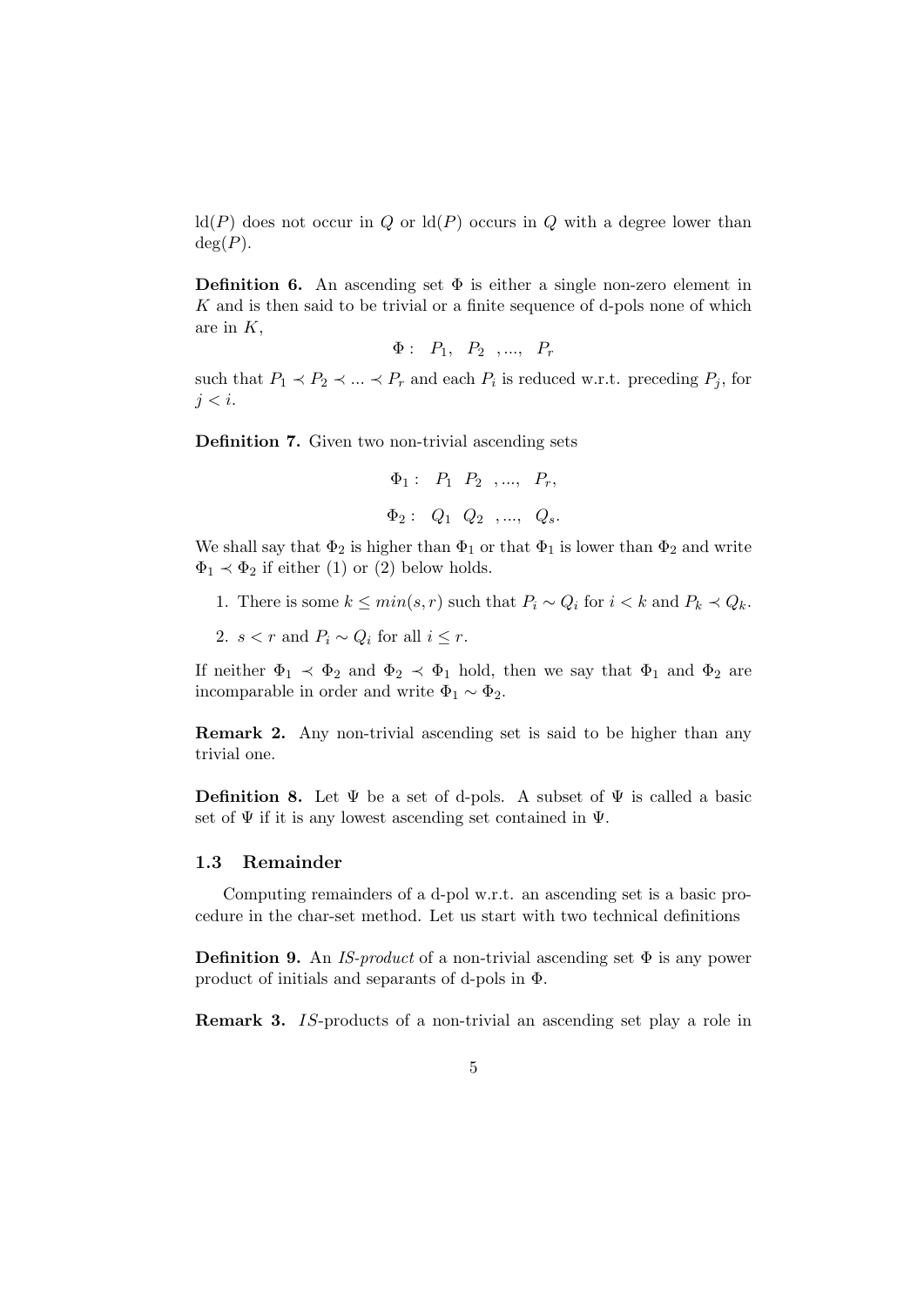$\mathrm{ld}(P)$ does not occur in $Q$ or $\mathrm{ld}(P)$ occurs in $Q$ with a degree lower than $\deg(P)$.

**Definition 6.** An ascending set $\Phi$ is either a single non-zero element in $K$ and is then said to be trivial or a finite sequence of d-pols none of which are in $K$,

$$\Phi : \quad P_1, \quad P_2 \quad ,..., \quad P_r$$

such that $P_1 \prec P_2 \prec ... \prec P_r$ and each $P_i$ is reduced w.r.t. preceding $P_j$, for $j < i$.

**Definition 7.** Given two non-trivial ascending sets

$$\Phi_1 : \quad P_1 \quad P_2 \quad ,..., \quad P_r,$$

$$\Phi_2 : \quad Q_1 \quad Q_2 \quad ,..., \quad Q_s.$$

We shall say that $\Phi_2$ is higher than $\Phi_1$ or that $\Phi_1$ is lower than $\Phi_2$ and write $\Phi_1 \prec \Phi_2$ if either (1) or (2) below holds.

1. There is some $k \leq min(s, r)$ such that $P_i \sim Q_i$ for $i < k$ and $P_k \prec Q_k$.
2. $s < r$ and $P_i \sim Q_i$ for all $i \leq r$.

If neither $\Phi_1 \prec \Phi_2$ and $\Phi_2 \prec \Phi_1$ hold, then we say that $\Phi_1$ and $\Phi_2$ are incomparable in order and write $\Phi_1 \sim \Phi_2$.

**Remark 2.** Any non-trivial ascending set is said to be higher than any trivial one.

**Definition 8.** Let $\Psi$ be a set of d-pols. A subset of $\Psi$ is called a basic set of $\Psi$ if it is any lowest ascending set contained in $\Psi$.

### 1.3 Remainder

Computing remainders of a d-pol w.r.t. an ascending set is a basic procedure in the char-set method. Let us start with two technical definitions

**Definition 9.** An *IS-product* of a non-trivial ascending set $\Phi$ is any power product of initials and separants of d-pols in $\Phi$.

**Remark 3.** $IS$-products of a non-trivial an ascending set play a role in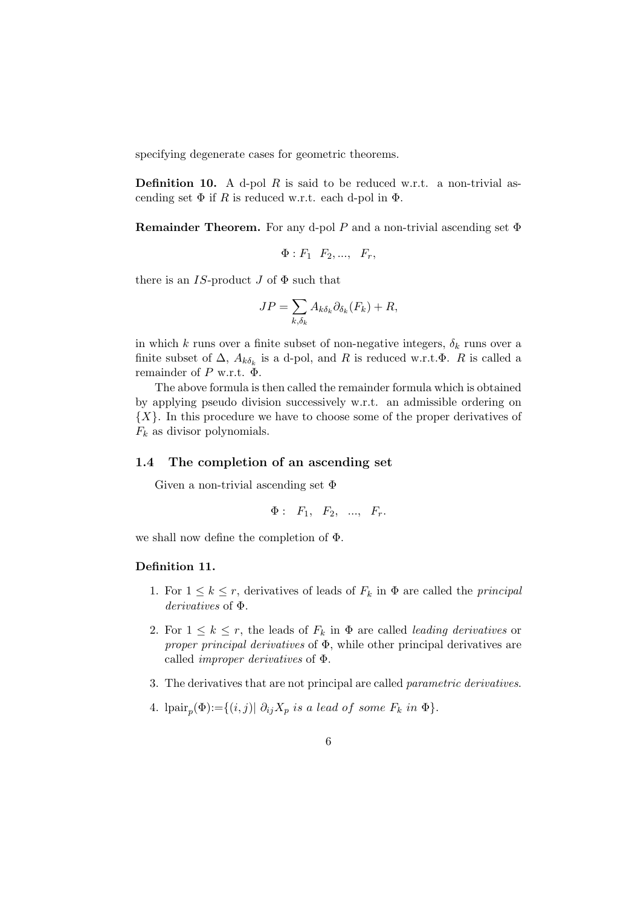specifying degenerate cases for geometric theorems.

**Definition 10.** A d-pol $R$ is said to be reduced w.r.t. a non-trivial ascending set $\Phi$ if $R$ is reduced w.r.t. each d-pol in $\Phi$.

**Remainder Theorem.** For any d-pol $P$ and a non-trivial ascending set $\Phi$

$$\Phi : F_1 \quad F_2, ..., \quad F_r,$$

there is an $IS$-product $J$ of $\Phi$ such that

$$JP = \sum_{k,\delta_k} A_{k\delta_k} \partial_{\delta_k}(F_k) + R,$$

in which $k$ runs over a finite subset of non-negative integers, $\delta_k$ runs over a finite subset of $\Delta$, $A_{k\delta_k}$ is a d-pol, and $R$ is reduced w.r.t.$\Phi$. $R$ is called a remainder of $P$ w.r.t. $\Phi$.

The above formula is then called the remainder formula which is obtained by applying pseudo division successively w.r.t. an admissible ordering on $\{X\}$. In this procedure we have to choose some of the proper derivatives of $F_k$ as divisor polynomials.

### 1.4 The completion of an ascending set

Given a non-trivial ascending set $\Phi$

$$\Phi : \quad F_1, \quad F_2, \quad ..., \quad F_r.$$

we shall now define the completion of $\Phi$.

**Definition 11.**

1. For $1 \leq k \leq r$, derivatives of leads of $F_k$ in $\Phi$ are called the *principal derivatives* of $\Phi$.
2. For $1 \leq k \leq r$, the leads of $F_k$ in $\Phi$ are called *leading derivatives* or *proper principal derivatives* of $\Phi$, while other principal derivatives are called *improper derivatives* of $\Phi$.
3. The derivatives that are not principal are called *parametric derivatives*.
4. $\text{lpair}_p(\Phi) := \{(i,j) | \ \partial_{ij} X_p \ \textit{is a lead of some } F_k \textit{ in } \Phi\}$.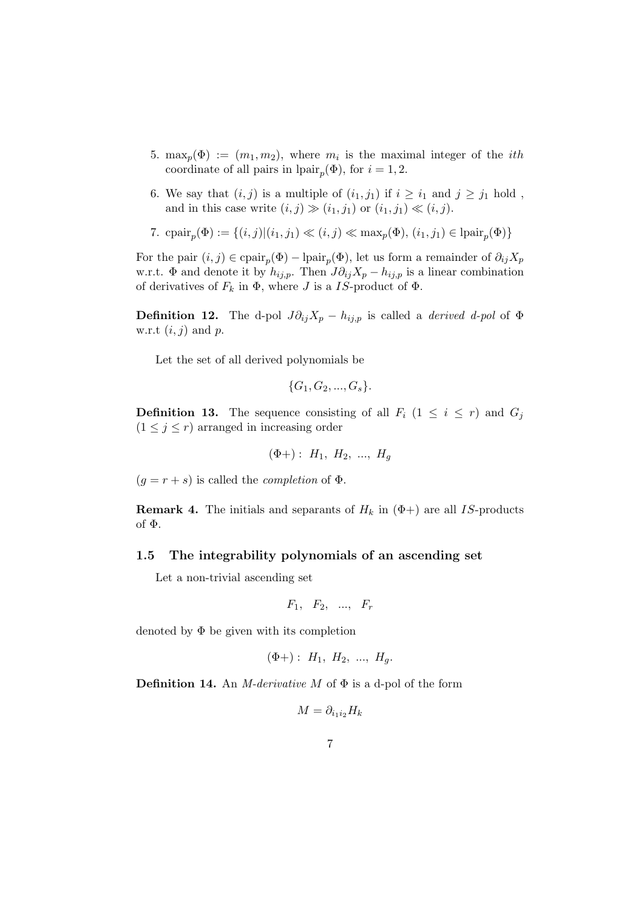5. $\max_p(\Phi) := (m_1, m_2)$, where $m_i$ is the maximal integer of the *ith* coordinate of all pairs in $\text{lpair}_p(\Phi)$, for $i = 1, 2$.

6. We say that $(i, j)$ is a multiple of $(i_1, j_1)$ if $i \geq i_1$ and $j \geq j_1$ hold , and in this case write $(i, j) \gg (i_1, j_1)$ or $(i_1, j_1) \ll (i, j)$.

7. $\text{cpair}_p(\Phi) := \{(i, j) | (i_1, j_1) \ll (i, j) \ll \max_p(\Phi),\ (i_1, j_1) \in \text{lpair}_p(\Phi)\}$

For the pair $(i, j) \in \text{cpair}_p(\Phi) - \text{lpair}_p(\Phi)$, let us form a remainder of $\partial_{ij} X_p$ w.r.t. $\Phi$ and denote it by $h_{ij,p}$. Then $J\partial_{ij}X_p - h_{ij,p}$ is a linear combination of derivatives of $F_k$ in $\Phi$, where $J$ is a $IS$-product of $\Phi$.

**Definition 12.** The d-pol $J\partial_{ij}X_p - h_{ij,p}$ is called a *derived d-pol* of $\Phi$ w.r.t $(i, j)$ and $p$.

Let the set of all derived polynomials be

$$\{G_1, G_2, ..., G_s\}.$$

**Definition 13.** The sequence consisting of all $F_i$ $(1 \leq i \leq r)$ and $G_j$ $(1 \leq j \leq r)$ arranged in increasing order

$$(\Phi+) :\ H_1,\ H_2,\ ...,\ H_g$$

$(g = r + s)$ is called the *completion* of $\Phi$.

**Remark 4.** The initials and separants of $H_k$ in $(\Phi+)$ are all $IS$-products of $\Phi$.

### 1.5 The integrability polynomials of an ascending set

Let a non-trivial ascending set

$$F_1,\quad F_2,\quad ...,\quad F_r$$

denoted by $\Phi$ be given with its completion

$$(\Phi+) :\ H_1,\ H_2,\ ...,\ H_g.$$

**Definition 14.** An *M-derivative* $M$ of $\Phi$ is a d-pol of the form

$$M = \partial_{i_1 i_2} H_k$$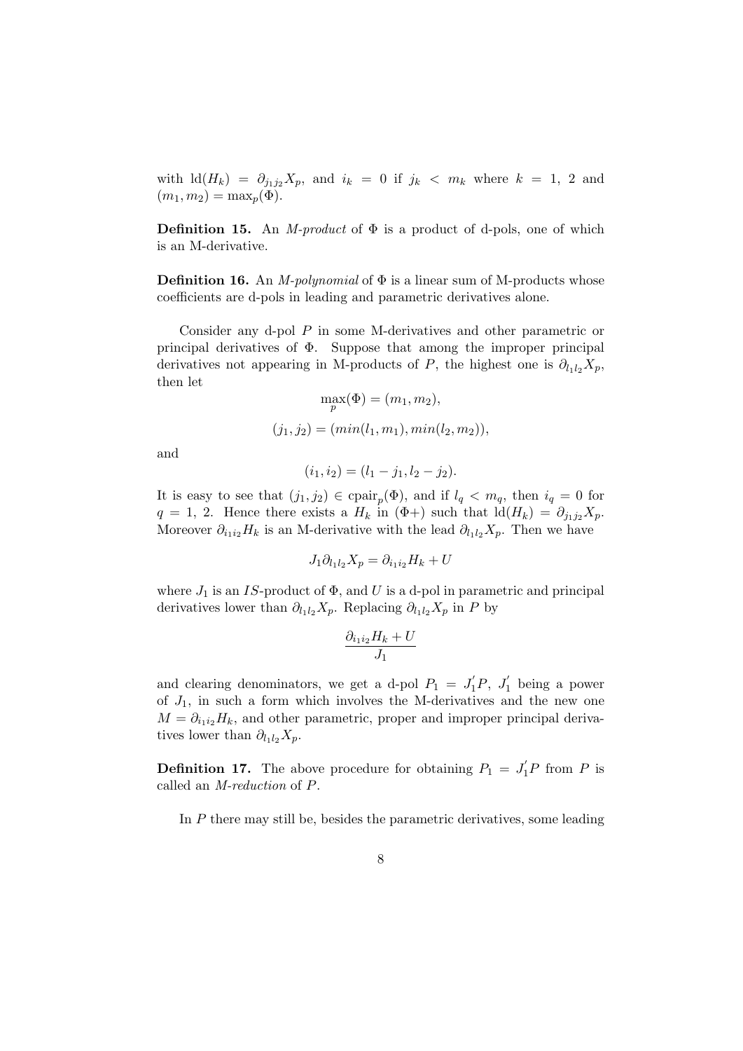with $\mathrm{ld}(H_k) = \partial_{j_1 j_2} X_p$, and $i_k = 0$ if $j_k < m_k$ where $k = 1, 2$ and $(m_1, m_2) = \max_p(\Phi)$.

**Definition 15.** An *M-product* of $\Phi$ is a product of d-pols, one of which is an M-derivative.

**Definition 16.** An *M-polynomial* of $\Phi$ is a linear sum of M-products whose coefficients are d-pols in leading and parametric derivatives alone.

Consider any d-pol $P$ in some M-derivatives and other parametric or principal derivatives of $\Phi$. Suppose that among the improper principal derivatives not appearing in M-products of $P$, the highest one is $\partial_{l_1 l_2} X_p$, then let

$$\max_p(\Phi) = (m_1, m_2),$$

$$(j_1, j_2) = (min(l_1, m_1), min(l_2, m_2)),$$

and

$$(i_1, i_2) = (l_1 - j_1, l_2 - j_2).$$

It is easy to see that $(j_1, j_2) \in \mathrm{cpair}_p(\Phi)$, and if $l_q < m_q$, then $i_q = 0$ for $q = 1, 2$. Hence there exists a $H_k$ in $(\Phi+)$ such that $\mathrm{ld}(H_k) = \partial_{j_1 j_2} X_p$. Moreover $\partial_{i_1 i_2} H_k$ is an M-derivative with the lead $\partial_{l_1 l_2} X_p$. Then we have

$$J_1 \partial_{l_1 l_2} X_p = \partial_{i_1 i_2} H_k + U$$

where $J_1$ is an $IS$-product of $\Phi$, and $U$ is a d-pol in parametric and principal derivatives lower than $\partial_{l_1 l_2} X_p$. Replacing $\partial_{l_1 l_2} X_p$ in $P$ by

$$\frac{\partial_{i_1 i_2} H_k + U}{J_1}$$

and clearing denominators, we get a d-pol $P_1 = J_1' P$, $J_1'$ being a power of $J_1$, in such a form which involves the M-derivatives and the new one $M = \partial_{i_1 i_2} H_k$, and other parametric, proper and improper principal derivatives lower than $\partial_{l_1 l_2} X_p$.

**Definition 17.** The above procedure for obtaining $P_1 = J_1' P$ from $P$ is called an *M-reduction* of $P$.

In $P$ there may still be, besides the parametric derivatives, some leading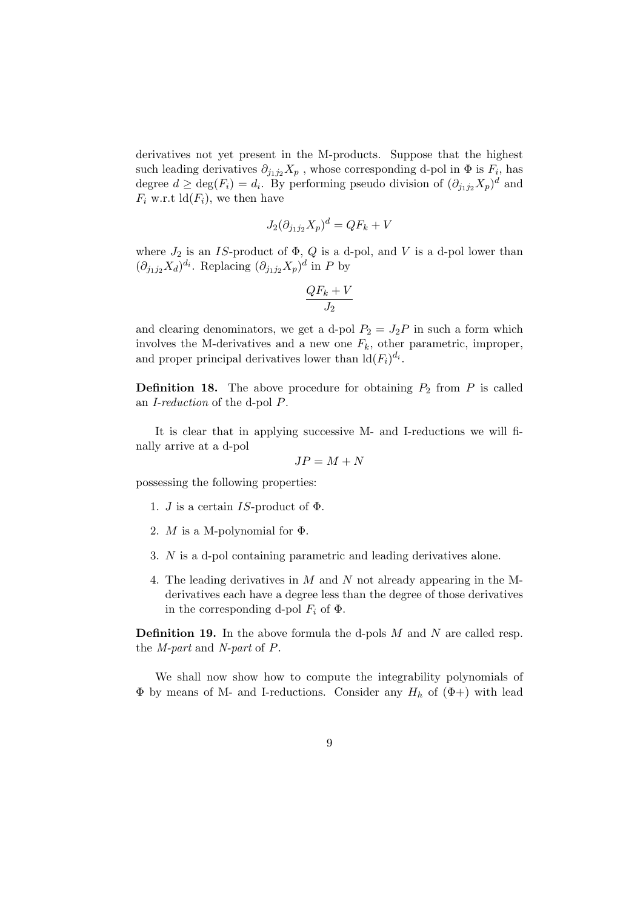derivatives not yet present in the M-products. Suppose that the highest such leading derivatives $\partial_{j_1 j_2} X_p$ , whose corresponding d-pol in $\Phi$ is $F_i$, has degree $d \geq \deg(F_i) = d_i$. By performing pseudo division of $(\partial_{j_1 j_2} X_p)^d$ and $F_i$ w.r.t $\mathrm{ld}(F_i)$, we then have

$$J_2(\partial_{j_1 j_2} X_p)^d = QF_k + V$$

where $J_2$ is an $IS$-product of $\Phi$, $Q$ is a d-pol, and $V$ is a d-pol lower than $(\partial_{j_1 j_2} X_d)^{d_i}$. Replacing $(\partial_{j_1 j_2} X_p)^d$ in $P$ by

$$\frac{QF_k + V}{J_2}$$

and clearing denominators, we get a d-pol $P_2 = J_2 P$ in such a form which involves the M-derivatives and a new one $F_k$, other parametric, improper, and proper principal derivatives lower than $\mathrm{ld}(F_i)^{d_i}$.

**Definition 18.** The above procedure for obtaining $P_2$ from $P$ is called an *I-reduction* of the d-pol $P$.

It is clear that in applying successive M- and I-reductions we will finally arrive at a d-pol

$$JP = M + N$$

possessing the following properties:

1. $J$ is a certain $IS$-product of $\Phi$.
2. $M$ is a M-polynomial for $\Phi$.
3. $N$ is a d-pol containing parametric and leading derivatives alone.
4. The leading derivatives in $M$ and $N$ not already appearing in the M-derivatives each have a degree less than the degree of those derivatives in the corresponding d-pol $F_i$ of $\Phi$.

**Definition 19.** In the above formula the d-pols $M$ and $N$ are called resp. the *M-part* and *N-part* of $P$.

We shall now show how to compute the integrability polynomials of $\Phi$ by means of M- and I-reductions. Consider any $H_h$ of $(\Phi+)$ with lead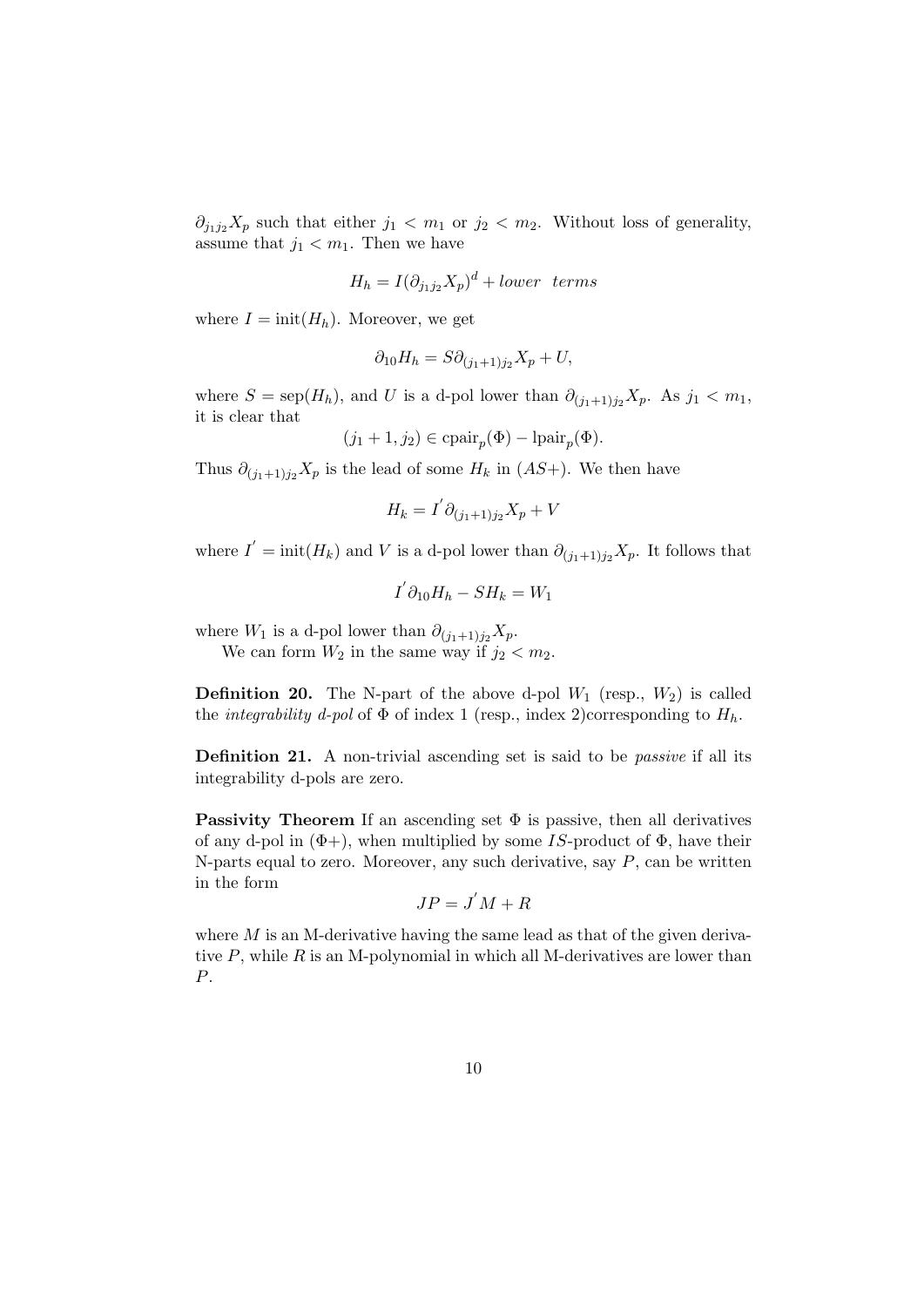$\partial_{j_1 j_2} X_p$ such that either $j_1 < m_1$ or $j_2 < m_2$. Without loss of generality, assume that $j_1 < m_1$. Then we have

$$H_h = I(\partial_{j_1 j_2} X_p)^d + lower \quad terms$$

where $I = \mathrm{init}(H_h)$. Moreover, we get

$$\partial_{10} H_h = S \partial_{(j_1+1) j_2} X_p + U,$$

where $S = \mathrm{sep}(H_h)$, and $U$ is a d-pol lower than $\partial_{(j_1+1) j_2} X_p$. As $j_1 < m_1$, it is clear that

$$(j_1 + 1, j_2) \in \mathrm{cpair}_p(\Phi) - \mathrm{lpair}_p(\Phi).$$

Thus $\partial_{(j_1+1) j_2} X_p$ is the lead of some $H_k$ in $(AS+)$. We then have

$$H_k = I' \partial_{(j_1+1) j_2} X_p + V$$

where $I' = \mathrm{init}(H_k)$ and $V$ is a d-pol lower than $\partial_{(j_1+1) j_2} X_p$. It follows that

$$I' \partial_{10} H_h - S H_k = W_1$$

where $W_1$ is a d-pol lower than $\partial_{(j_1+1) j_2} X_p$.

We can form $W_2$ in the same way if $j_2 < m_2$.

**Definition 20.** The N-part of the above d-pol $W_1$ (resp., $W_2$) is called the *integrability d-pol* of $\Phi$ of index 1 (resp., index 2)corresponding to $H_h$.

**Definition 21.** A non-trivial ascending set is said to be *passive* if all its integrability d-pols are zero.

**Passivity Theorem** If an ascending set $\Phi$ is passive, then all derivatives of any d-pol in $(\Phi+)$, when multiplied by some $IS$-product of $\Phi$, have their N-parts equal to zero. Moreover, any such derivative, say $P$, can be written in the form

$$JP = J' M + R$$

where $M$ is an M-derivative having the same lead as that of the given derivative $P$, while $R$ is an M-polynomial in which all M-derivatives are lower than $P$.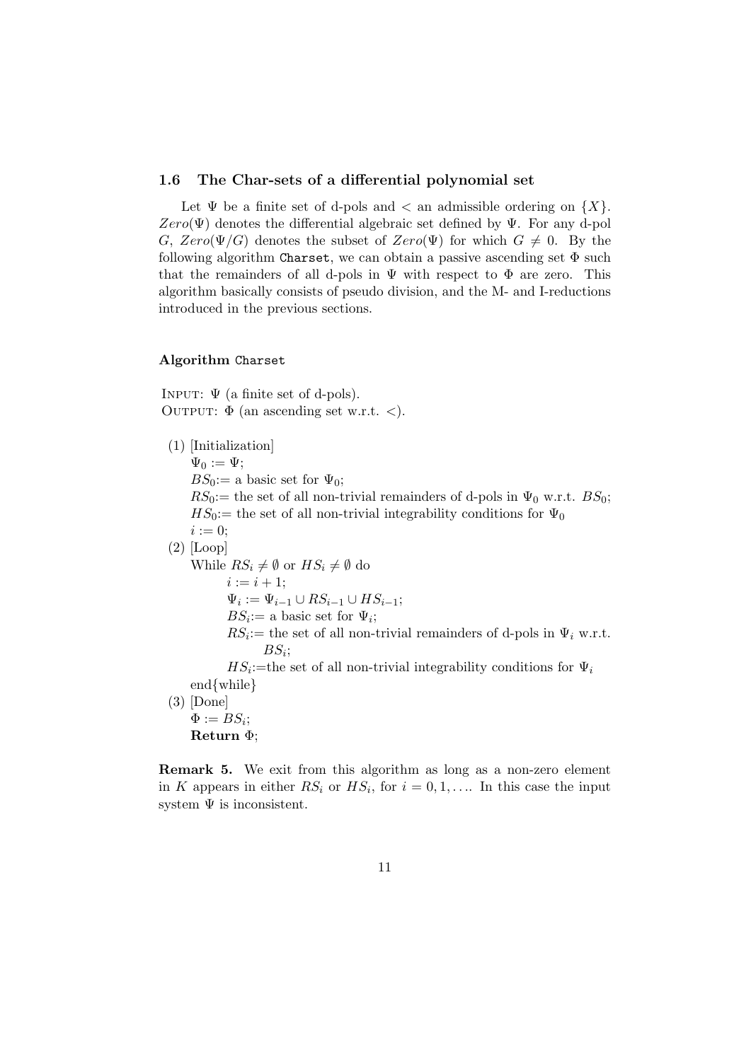### 1.6 The Char-sets of a differential polynomial set

Let $\Psi$ be a finite set of d-pols and $<$ an admissible ordering on $\{X\}$. $Zero(\Psi)$ denotes the differential algebraic set defined by $\Psi$. For any d-pol $G$, $Zero(\Psi/G)$ denotes the subset of $Zero(\Psi)$ for which $G \neq 0$. By the following algorithm `Charset`, we can obtain a passive ascending set $\Phi$ such that the remainders of all d-pols in $\Psi$ with respect to $\Phi$ are zero. This algorithm basically consists of pseudo division, and the M- and I-reductions introduced in the previous sections.

**Algorithm** `Charset`

INPUT: $\Psi$ (a finite set of d-pols).
OUTPUT: $\Phi$ (an ascending set w.r.t. $<$).

(1) [Initialization]
 $\Psi_0 := \Psi$;
 $BS_0$:= a basic set for $\Psi_0$;
 $RS_0$:= the set of all non-trivial remainders of d-pols in $\Psi_0$ w.r.t. $BS_0$;
 $HS_0$:= the set of all non-trivial integrability conditions for $\Psi_0$
 $i := 0$;

(2) [Loop]
 While $RS_i \neq \emptyset$ or $HS_i \neq \emptyset$ do
  $i := i + 1$;
  $\Psi_i := \Psi_{i-1} \cup RS_{i-1} \cup HS_{i-1}$;
  $BS_i$:= a basic set for $\Psi_i$;
  $RS_i$:= the set of all non-trivial remainders of d-pols in $\Psi_i$ w.r.t. $BS_i$;
  $HS_i$:=the set of all non-trivial integrability conditions for $\Psi_i$
 end{while}

(3) [Done]
 $\Phi := BS_i$;
 **Return** $\Phi$;

**Remark 5.** We exit from this algorithm as long as a non-zero element in $K$ appears in either $RS_i$ or $HS_i$, for $i = 0, 1, \ldots$. In this case the input system $\Psi$ is inconsistent.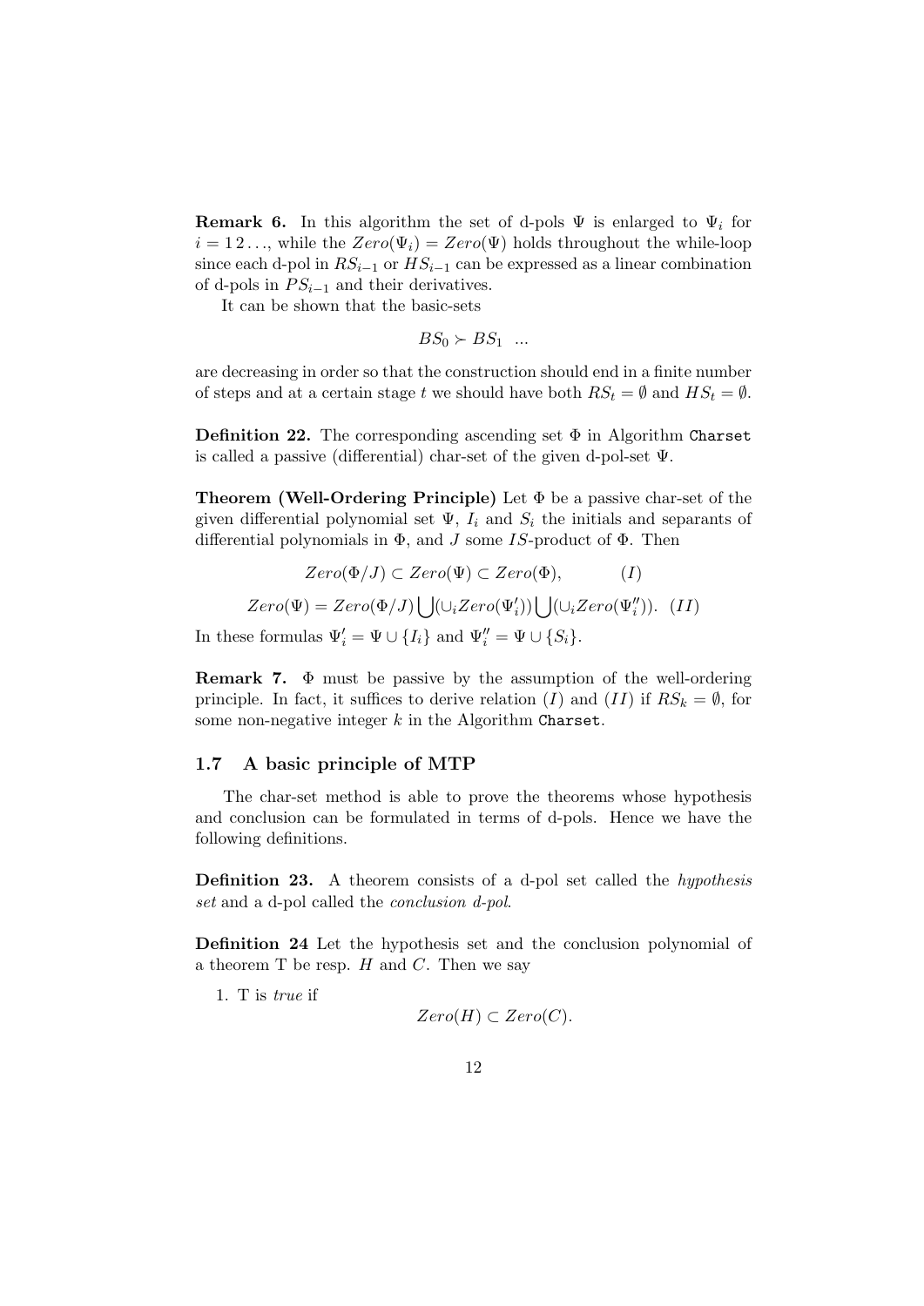**Remark 6.** In this algorithm the set of d-pols $\Psi$ is enlarged to $\Psi_i$ for $i = 1\,2\ldots$, while the $Zero(\Psi_i) = Zero(\Psi)$ holds throughout the while-loop since each d-pol in $RS_{i-1}$ or $HS_{i-1}$ can be expressed as a linear combination of d-pols in $PS_{i-1}$ and their derivatives.

It can be shown that the basic-sets

$$BS_0 \succ BS_1 \;\; ...$$

are decreasing in order so that the construction should end in a finite number of steps and at a certain stage $t$ we should have both $RS_t = \emptyset$ and $HS_t = \emptyset$.

**Definition 22.** The corresponding ascending set $\Phi$ in Algorithm `Charset` is called a passive (differential) char-set of the given d-pol-set $\Psi$.

**Theorem (Well-Ordering Principle)** Let $\Phi$ be a passive char-set of the given differential polynomial set $\Psi$, $I_i$ and $S_i$ the initials and separants of differential polynomials in $\Phi$, and $J$ some $IS$-product of $\Phi$. Then

$$Zero(\Phi/J) \subset Zero(\Psi) \subset Zero(\Phi), \qquad (I)$$

$$Zero(\Psi) = Zero(\Phi/J) \bigcup (\cup_i Zero(\Psi_i')) \bigcup (\cup_i Zero(\Psi_i'')). \;\; (II)$$

In these formulas $\Psi_i' = \Psi \cup \{I_i\}$ and $\Psi_i'' = \Psi \cup \{S_i\}$.

**Remark 7.** $\Phi$ must be passive by the assumption of the well-ordering principle. In fact, it suffices to derive relation $(I)$ and $(II)$ if $RS_k = \emptyset$, for some non-negative integer $k$ in the Algorithm `Charset`.

### 1.7 A basic principle of MTP

The char-set method is able to prove the theorems whose hypothesis and conclusion can be formulated in terms of d-pols. Hence we have the following definitions.

**Definition 23.** A theorem consists of a d-pol set called the *hypothesis set* and a d-pol called the *conclusion d-pol*.

**Definition 24** Let the hypothesis set and the conclusion polynomial of a theorem T be resp. $H$ and $C$. Then we say

1. T is *true* if

$$Zero(H) \subset Zero(C).$$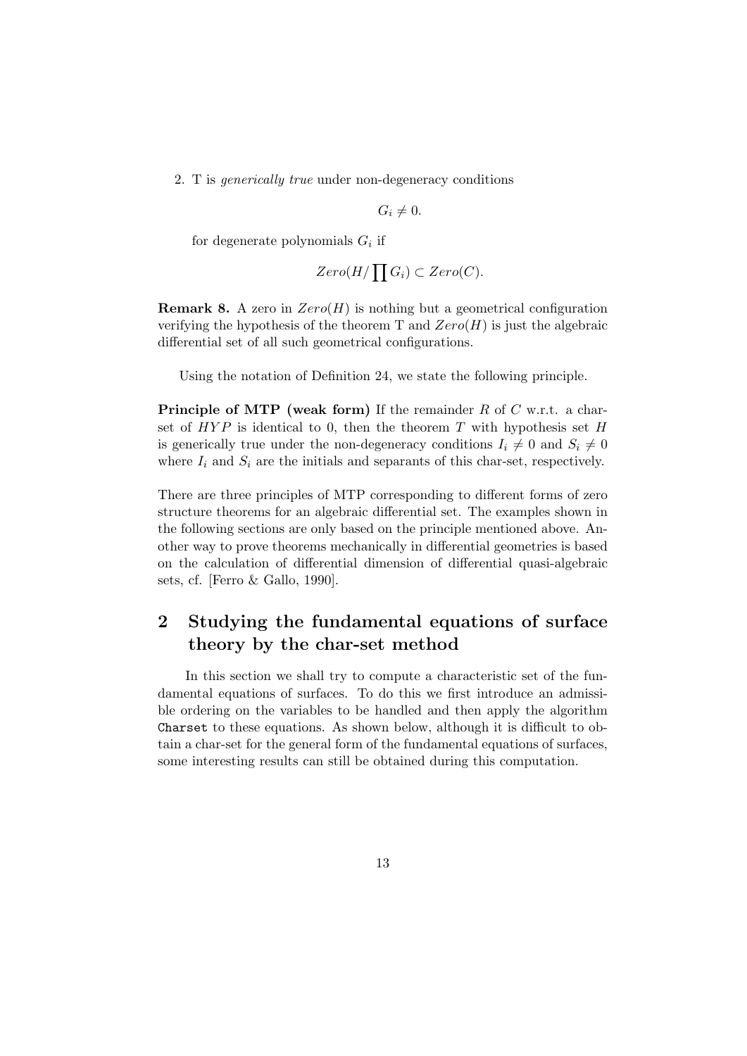2. T is *generically true* under non-degeneracy conditions

$$G_i \neq 0.$$

for degenerate polynomials $G_i$ if

$$Zero(H/\prod G_i) \subset Zero(C).$$

**Remark 8.** A zero in $Zero(H)$ is nothing but a geometrical configuration verifying the hypothesis of the theorem T and $Zero(H)$ is just the algebraic differential set of all such geometrical configurations.

Using the notation of Definition 24, we state the following principle.

**Principle of MTP (weak form)** If the remainder $R$ of $C$ w.r.t. a char-set of $HYP$ is identical to 0, then the theorem $T$ with hypothesis set $H$ is generically true under the non-degeneracy conditions $I_i \neq 0$ and $S_i \neq 0$ where $I_i$ and $S_i$ are the initials and separants of this char-set, respectively.

There are three principles of MTP corresponding to different forms of zero structure theorems for an algebraic differential set. The examples shown in the following sections are only based on the principle mentioned above. Another way to prove theorems mechanically in differential geometries is based on the calculation of differential dimension of differential quasi-algebraic sets, cf. [Ferro & Gallo, 1990].

## 2 Studying the fundamental equations of surface theory by the char-set method

In this section we shall try to compute a characteristic set of the fundamental equations of surfaces. To do this we first introduce an admissible ordering on the variables to be handled and then apply the algorithm `Charset` to these equations. As shown below, although it is difficult to obtain a char-set for the general form of the fundamental equations of surfaces, some interesting results can still be obtained during this computation.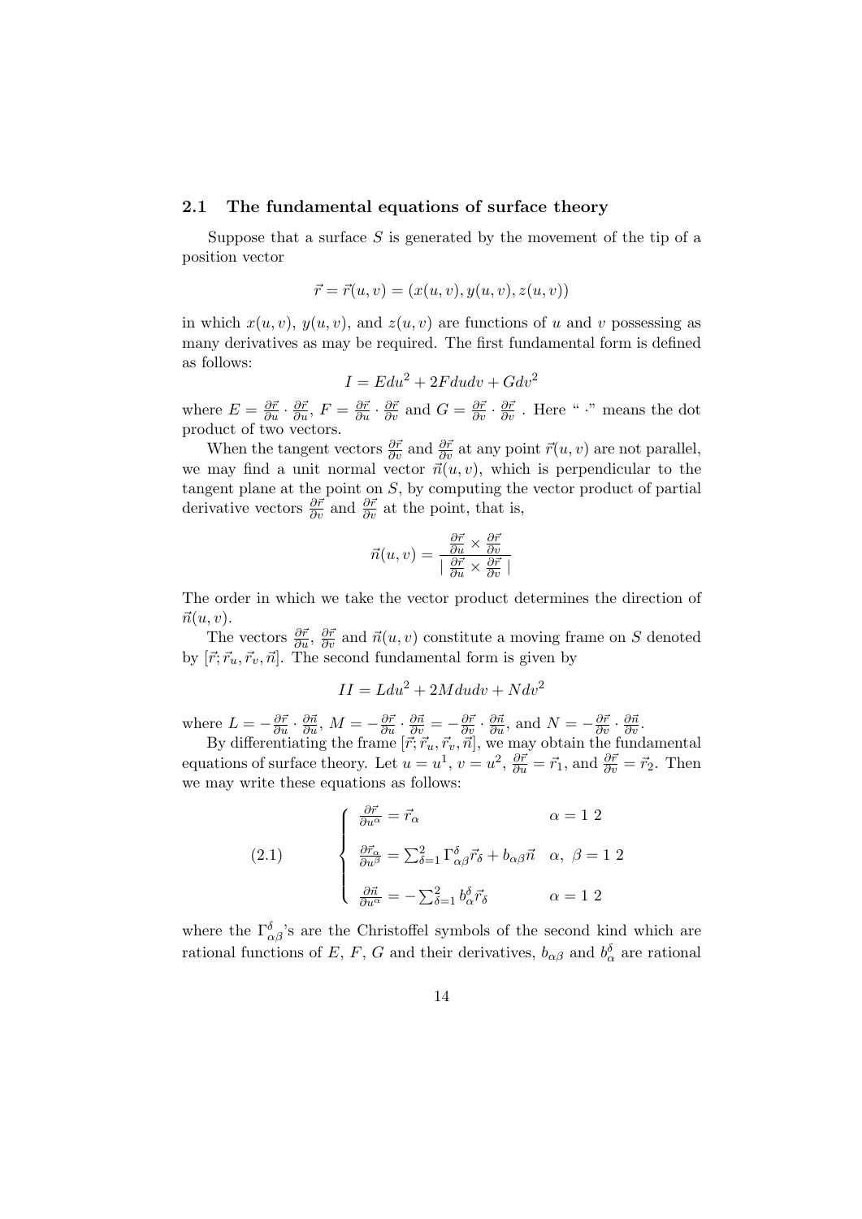### 2.1 The fundamental equations of surface theory

Suppose that a surface $S$ is generated by the movement of the tip of a position vector

$$\vec{r} = \vec{r}(u, v) = (x(u, v), y(u, v), z(u, v))$$

in which $x(u, v)$, $y(u, v)$, and $z(u, v)$ are functions of $u$ and $v$ possessing as many derivatives as may be required. The first fundamental form is defined as follows:

$$I = Edu^2 + 2Fdudv + Gdv^2$$

where $E = \frac{\partial \vec{r}}{\partial u} \cdot \frac{\partial \vec{r}}{\partial u}$, $F = \frac{\partial \vec{r}}{\partial u} \cdot \frac{\partial \vec{r}}{\partial v}$ and $G = \frac{\partial \vec{r}}{\partial v} \cdot \frac{\partial \vec{r}}{\partial v}$ . Here " $\cdot$" means the dot product of two vectors.

When the tangent vectors $\frac{\partial \vec{r}}{\partial v}$ and $\frac{\partial \vec{r}}{\partial v}$ at any point $\vec{r}(u, v)$ are not parallel, we may find a unit normal vector $\vec{n}(u, v)$, which is perpendicular to the tangent plane at the point on $S$, by computing the vector product of partial derivative vectors $\frac{\partial \vec{r}}{\partial v}$ and $\frac{\partial \vec{r}}{\partial v}$ at the point, that is,

$$\vec{n}(u, v) = \frac{\frac{\partial \vec{r}}{\partial u} \times \frac{\partial \vec{r}}{\partial v}}{\mid \frac{\partial \vec{r}}{\partial u} \times \frac{\partial \vec{r}}{\partial v} \mid}$$

The order in which we take the vector product determines the direction of $\vec{n}(u, v)$.

The vectors $\frac{\partial \vec{r}}{\partial u}$, $\frac{\partial \vec{r}}{\partial v}$ and $\vec{n}(u, v)$ constitute a moving frame on $S$ denoted by $[\vec{r}; \vec{r}_u, \vec{r}_v, \vec{n}]$. The second fundamental form is given by

$$II = Ldu^2 + 2Mdudv + Ndv^2$$

where $L = -\frac{\partial \vec{r}}{\partial u} \cdot \frac{\partial \vec{n}}{\partial u}$, $M = -\frac{\partial \vec{r}}{\partial u} \cdot \frac{\partial \vec{n}}{\partial v} = -\frac{\partial \vec{r}}{\partial v} \cdot \frac{\partial \vec{n}}{\partial u}$, and $N = -\frac{\partial \vec{r}}{\partial v} \cdot \frac{\partial \vec{n}}{\partial v}$.

By differentiating the frame $[\vec{r}; \vec{r}_u, \vec{r}_v, \vec{n}]$, we may obtain the fundamental equations of surface theory. Let $u = u^1$, $v = u^2$, $\frac{\partial \vec{r}}{\partial u} = \vec{r}_1$, and $\frac{\partial \vec{r}}{\partial v} = \vec{r}_2$. Then we may write these equations as follows:

$$(2.1) \qquad \begin{cases} \frac{\partial \vec{r}}{\partial u^\alpha} = \vec{r}_\alpha & \alpha = 1 \ 2 \\ \\ \frac{\partial \vec{r}_\alpha}{\partial u^\beta} = \sum_{\delta=1}^{2} \Gamma_{\alpha\beta}^{\delta} \vec{r}_\delta + b_{\alpha\beta} \vec{n} & \alpha, \ \beta = 1 \ 2 \\ \\ \frac{\partial \vec{n}}{\partial u^\alpha} = -\sum_{\delta=1}^{2} b_\alpha^\delta \vec{r}_\delta & \alpha = 1 \ 2 \end{cases}$$

where the $\Gamma_{\alpha\beta}^{\delta}$'s are the Christoffel symbols of the second kind which are rational functions of $E$, $F$, $G$ and their derivatives, $b_{\alpha\beta}$ and $b_\alpha^\delta$ are rational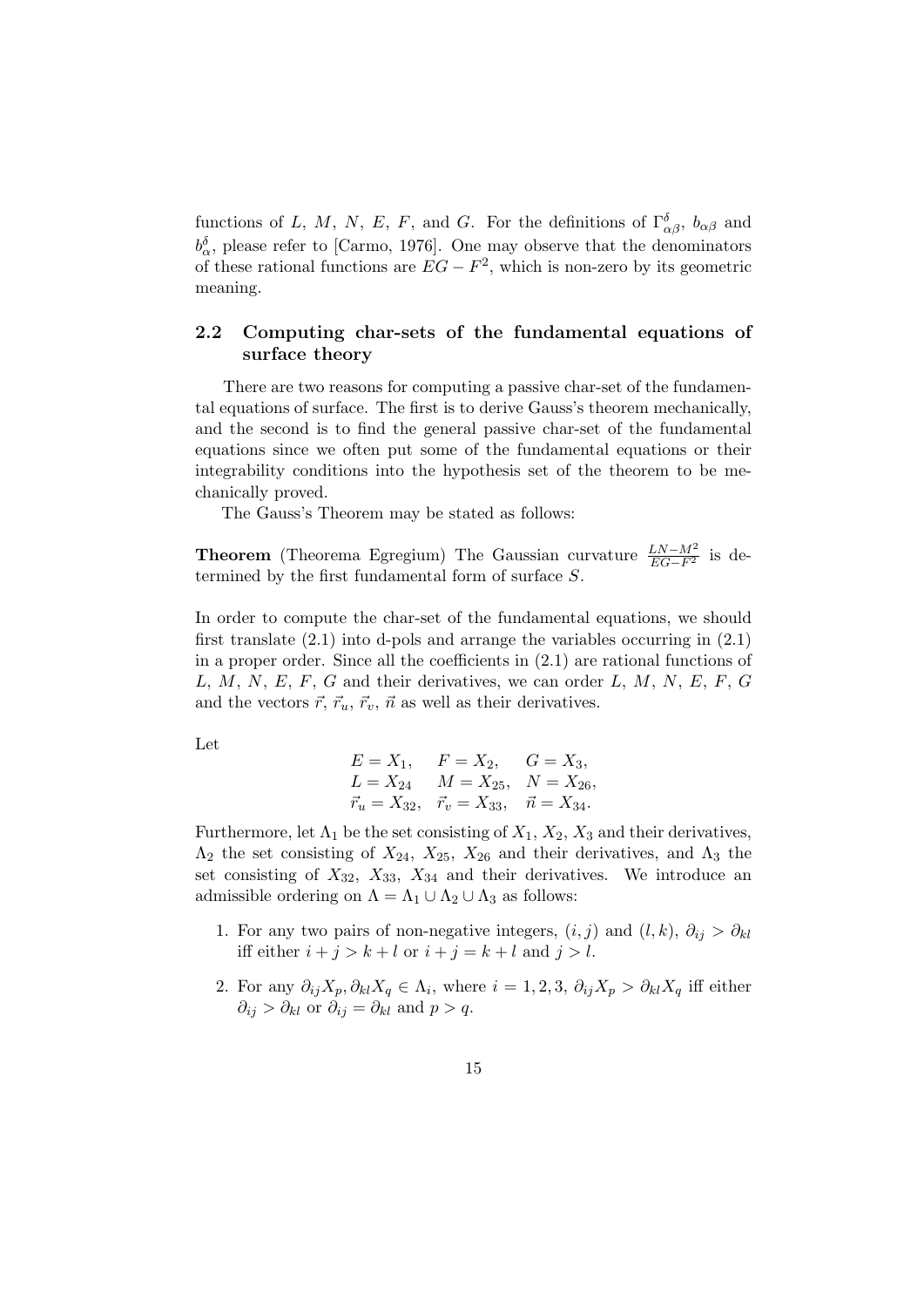functions of $L$, $M$, $N$, $E$, $F$, and $G$. For the definitions of $\Gamma^{\delta}_{\alpha\beta}$, $b_{\alpha\beta}$ and $b^{\delta}_{\alpha}$, please refer to [Carmo, 1976]. One may observe that the denominators of these rational functions are $EG - F^2$, which is non-zero by its geometric meaning.

## 2.2 Computing char-sets of the fundamental equations of surface theory

There are two reasons for computing a passive char-set of the fundamental equations of surface. The first is to derive Gauss's theorem mechanically, and the second is to find the general passive char-set of the fundamental equations since we often put some of the fundamental equations or their integrability conditions into the hypothesis set of the theorem to be mechanically proved.

The Gauss's Theorem may be stated as follows:

**Theorem** (Theorema Egregium) The Gaussian curvature $\frac{LN-M^2}{EG-F^2}$ is determined by the first fundamental form of surface $S$.

In order to compute the char-set of the fundamental equations, we should first translate (2.1) into d-pols and arrange the variables occurring in (2.1) in a proper order. Since all the coefficients in (2.1) are rational functions of $L$, $M$, $N$, $E$, $F$, $G$ and their derivatives, we can order $L$, $M$, $N$, $E$, $F$, $G$ and the vectors $\vec{r}$, $\vec{r}_u$, $\vec{r}_v$, $\vec{n}$ as well as their derivatives.

Let

$$
\begin{array}{lll}
E = X_1, & F = X_2, & G = X_3, \\
L = X_{24} & M = X_{25}, & N = X_{26}, \\
\vec{r}_u = X_{32}, & \vec{r}_v = X_{33}, & \vec{n} = X_{34}.
\end{array}
$$

Furthermore, let $\Lambda_1$ be the set consisting of $X_1$, $X_2$, $X_3$ and their derivatives, $\Lambda_2$ the set consisting of $X_{24}$, $X_{25}$, $X_{26}$ and their derivatives, and $\Lambda_3$ the set consisting of $X_{32}$, $X_{33}$, $X_{34}$ and their derivatives. We introduce an admissible ordering on $\Lambda = \Lambda_1 \cup \Lambda_2 \cup \Lambda_3$ as follows:

1. For any two pairs of non-negative integers, $(i, j)$ and $(l, k)$, $\partial_{ij} > \partial_{kl}$ iff either $i + j > k + l$ or $i + j = k + l$ and $j > l$.
2. For any $\partial_{ij} X_p, \partial_{kl} X_q \in \Lambda_i$, where $i = 1, 2, 3$, $\partial_{ij} X_p > \partial_{kl} X_q$ iff either $\partial_{ij} > \partial_{kl}$ or $\partial_{ij} = \partial_{kl}$ and $p > q$.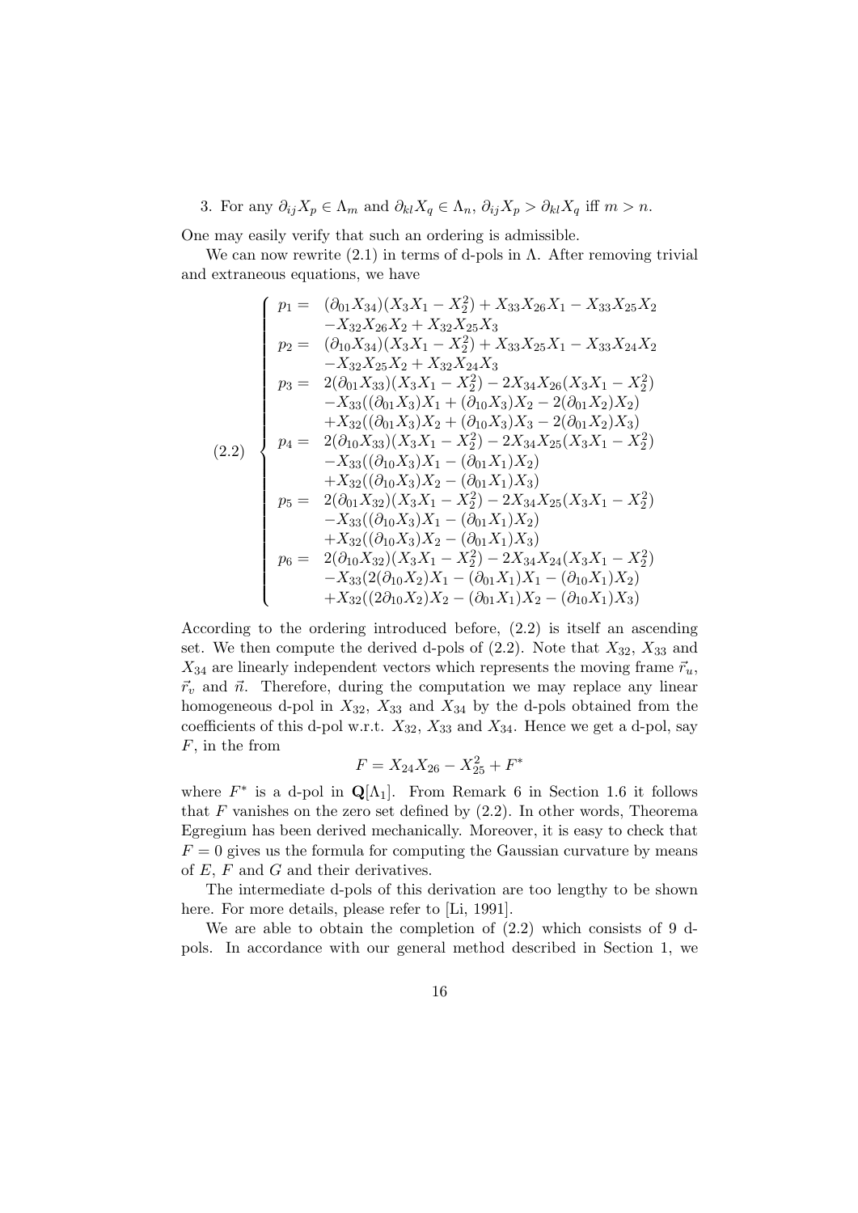3. For any $\partial_{ij}X_p \in \Lambda_m$ and $\partial_{kl}X_q \in \Lambda_n$, $\partial_{ij}X_p > \partial_{kl}X_q$ iff $m > n$.

One may easily verify that such an ordering is admissible.

We can now rewrite (2.1) in terms of d-pols in $\Lambda$. After removing trivial and extraneous equations, we have

$$
(2.2) \quad \left\{
\begin{array}{ll}
p_1 = & (\partial_{01}X_{34})(X_3X_1 - X_2^2) + X_{33}X_{26}X_1 - X_{33}X_{25}X_2 \\
 & -X_{32}X_{26}X_2 + X_{32}X_{25}X_3 \\
p_2 = & (\partial_{10}X_{34})(X_3X_1 - X_2^2) + X_{33}X_{25}X_1 - X_{33}X_{24}X_2 \\
 & -X_{32}X_{25}X_2 + X_{32}X_{24}X_3 \\
p_3 = & 2(\partial_{01}X_{33})(X_3X_1 - X_2^2) - 2X_{34}X_{26}(X_3X_1 - X_2^2) \\
 & -X_{33}((\partial_{01}X_3)X_1 + (\partial_{10}X_3)X_2 - 2(\partial_{01}X_2)X_2) \\
 & +X_{32}((\partial_{01}X_3)X_2 + (\partial_{10}X_3)X_3 - 2(\partial_{01}X_2)X_3) \\
p_4 = & 2(\partial_{10}X_{33})(X_3X_1 - X_2^2) - 2X_{34}X_{25}(X_3X_1 - X_2^2) \\
 & -X_{33}((\partial_{10}X_3)X_1 - (\partial_{01}X_1)X_2) \\
 & +X_{32}((\partial_{10}X_3)X_2 - (\partial_{01}X_1)X_3) \\
p_5 = & 2(\partial_{01}X_{32})(X_3X_1 - X_2^2) - 2X_{34}X_{25}(X_3X_1 - X_2^2) \\
 & -X_{33}((\partial_{10}X_3)X_1 - (\partial_{01}X_1)X_2) \\
 & +X_{32}((\partial_{10}X_3)X_2 - (\partial_{01}X_1)X_3) \\
p_6 = & 2(\partial_{10}X_{32})(X_3X_1 - X_2^2) - 2X_{34}X_{24}(X_3X_1 - X_2^2) \\
 & -X_{33}(2(\partial_{10}X_2)X_1 - (\partial_{01}X_1)X_1 - (\partial_{10}X_1)X_2) \\
 & +X_{32}((2\partial_{10}X_2)X_2 - (\partial_{01}X_1)X_2 - (\partial_{10}X_1)X_3)
\end{array}
\right.
$$

According to the ordering introduced before, (2.2) is itself an ascending set. We then compute the derived d-pols of (2.2). Note that $X_{32}$, $X_{33}$ and $X_{34}$ are linearly independent vectors which represents the moving frame $\vec{r}_u$, $\vec{r}_v$ and $\vec{n}$. Therefore, during the computation we may replace any linear homogeneous d-pol in $X_{32}$, $X_{33}$ and $X_{34}$ by the d-pols obtained from the coefficients of this d-pol w.r.t. $X_{32}$, $X_{33}$ and $X_{34}$. Hence we get a d-pol, say $F$, in the from

$$F = X_{24}X_{26} - X_{25}^2 + F^*$$

where $F^*$ is a d-pol in $\mathbf{Q}[\Lambda_1]$. From Remark 6 in Section 1.6 it follows that $F$ vanishes on the zero set defined by (2.2). In other words, Theorema Egregium has been derived mechanically. Moreover, it is easy to check that $F = 0$ gives us the formula for computing the Gaussian curvature by means of $E$, $F$ and $G$ and their derivatives.

The intermediate d-pols of this derivation are too lengthy to be shown here. For more details, please refer to [Li, 1991].

We are able to obtain the completion of (2.2) which consists of 9 d-pols. In accordance with our general method described in Section 1, we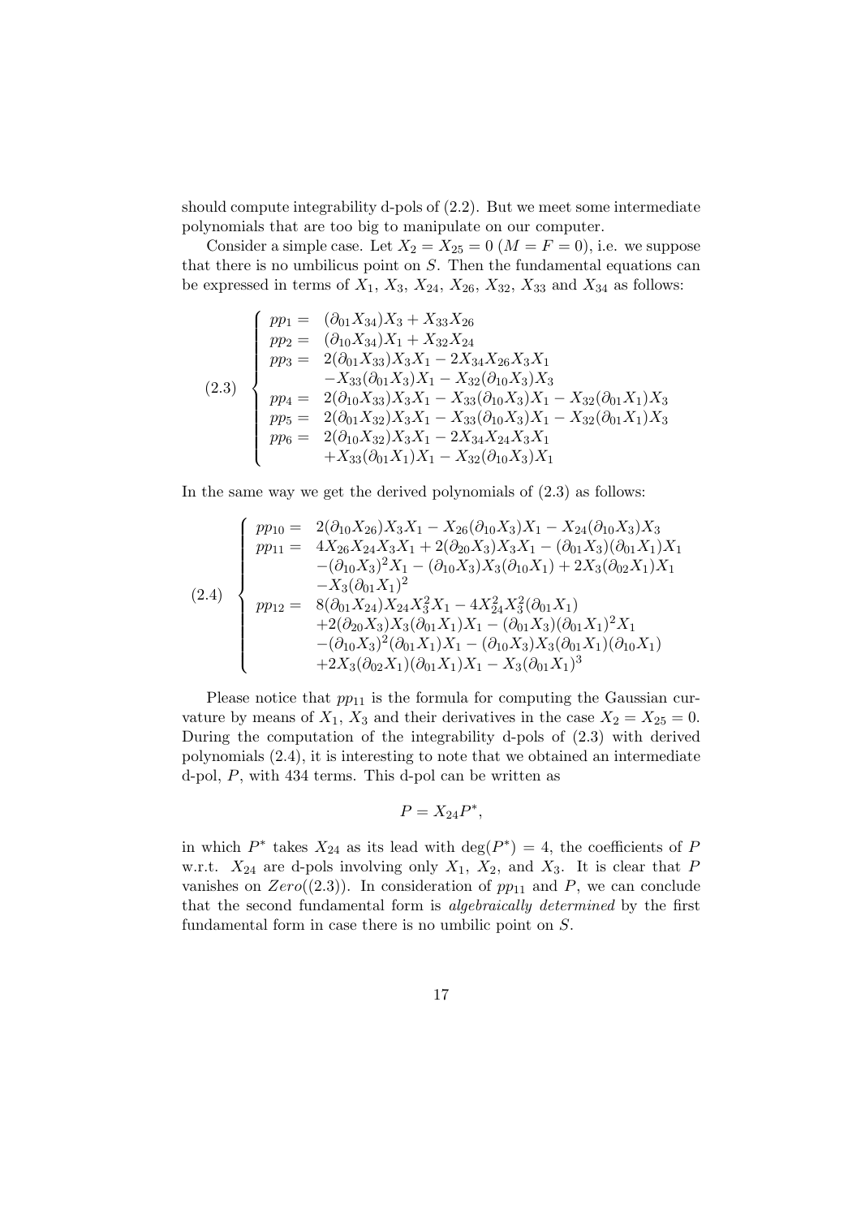should compute integrability d-pols of (2.2). But we meet some intermediate polynomials that are too big to manipulate on our computer.

Consider a simple case. Let $X_2 = X_{25} = 0$ ($M = F = 0$), i.e. we suppose that there is no umbilicus point on $S$. Then the fundamental equations can be expressed in terms of $X_1$, $X_3$, $X_{24}$, $X_{26}$, $X_{32}$, $X_{33}$ and $X_{34}$ as follows:

$$
(2.3)\quad \begin{cases}
pp_1 = & (\partial_{01}X_{34})X_3 + X_{33}X_{26} \\
pp_2 = & (\partial_{10}X_{34})X_1 + X_{32}X_{24} \\
pp_3 = & 2(\partial_{01}X_{33})X_3X_1 - 2X_{34}X_{26}X_3X_1 \\
 & -X_{33}(\partial_{01}X_3)X_1 - X_{32}(\partial_{10}X_3)X_3 \\
pp_4 = & 2(\partial_{10}X_{33})X_3X_1 - X_{33}(\partial_{10}X_3)X_1 - X_{32}(\partial_{01}X_1)X_3 \\
pp_5 = & 2(\partial_{01}X_{32})X_3X_1 - X_{33}(\partial_{10}X_3)X_1 - X_{32}(\partial_{01}X_1)X_3 \\
pp_6 = & 2(\partial_{10}X_{32})X_3X_1 - 2X_{34}X_{24}X_3X_1 \\
 & +X_{33}(\partial_{01}X_1)X_1 - X_{32}(\partial_{10}X_3)X_1
\end{cases}
$$

In the same way we get the derived polynomials of (2.3) as follows:

$$
(2.4)\quad \begin{cases}
pp_{10} = & 2(\partial_{10}X_{26})X_3X_1 - X_{26}(\partial_{10}X_3)X_1 - X_{24}(\partial_{10}X_3)X_3 \\
pp_{11} = & 4X_{26}X_{24}X_3X_1 + 2(\partial_{20}X_3)X_3X_1 - (\partial_{01}X_3)(\partial_{01}X_1)X_1 \\
 & -(\partial_{10}X_3)^2X_1 - (\partial_{10}X_3)X_3(\partial_{10}X_1) + 2X_3(\partial_{02}X_1)X_1 \\
 & -X_3(\partial_{01}X_1)^2 \\
pp_{12} = & 8(\partial_{01}X_{24})X_{24}X_3^2X_1 - 4X_{24}^2X_3^2(\partial_{01}X_1) \\
 & +2(\partial_{20}X_3)X_3(\partial_{01}X_1)X_1 - (\partial_{01}X_3)(\partial_{01}X_1)^2X_1 \\
 & -(\partial_{10}X_3)^2(\partial_{01}X_1)X_1 - (\partial_{10}X_3)X_3(\partial_{01}X_1)(\partial_{10}X_1) \\
 & +2X_3(\partial_{02}X_1)(\partial_{01}X_1)X_1 - X_3(\partial_{01}X_1)^3
\end{cases}
$$

Please notice that $pp_{11}$ is the formula for computing the Gaussian curvature by means of $X_1$, $X_3$ and their derivatives in the case $X_2 = X_{25} = 0$. During the computation of the integrability d-pols of (2.3) with derived polynomials (2.4), it is interesting to note that we obtained an intermediate d-pol, $P$, with 434 terms. This d-pol can be written as

$$P = X_{24}P^*,$$

in which $P^*$ takes $X_{24}$ as its lead with $\deg(P^*) = 4$, the coefficients of $P$ w.r.t. $X_{24}$ are d-pols involving only $X_1$, $X_2$, and $X_3$. It is clear that $P$ vanishes on $Zero((2.3))$. In consideration of $pp_{11}$ and $P$, we can conclude that the second fundamental form is *algebraically determined* by the first fundamental form in case there is no umbilic point on $S$.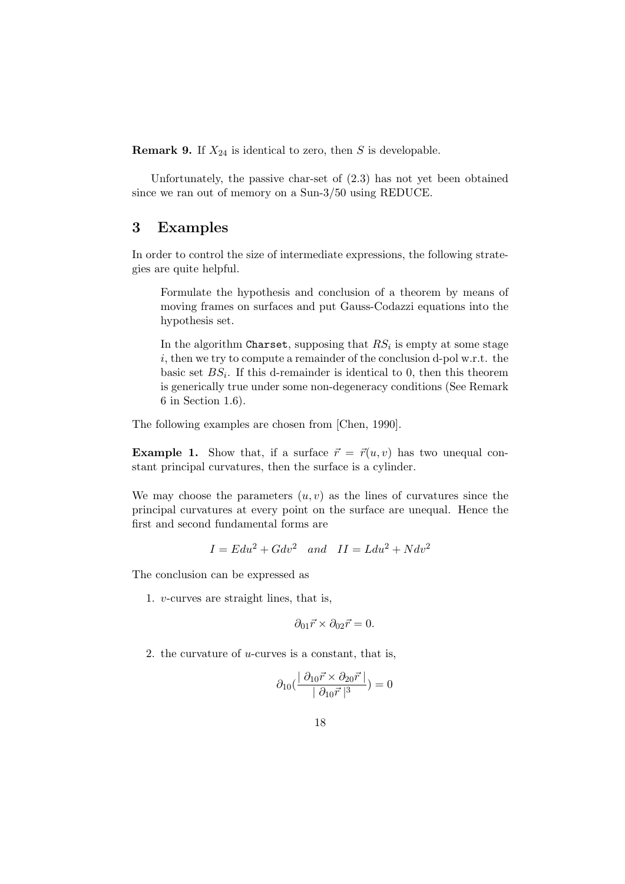**Remark 9.** If $X_{24}$ is identical to zero, then $S$ is developable.

Unfortunately, the passive char-set of (2.3) has not yet been obtained since we ran out of memory on a Sun-3/50 using REDUCE.

## 3 Examples

In order to control the size of intermediate expressions, the following strategies are quite helpful.

> Formulate the hypothesis and conclusion of a theorem by means of moving frames on surfaces and put Gauss-Codazzi equations into the hypothesis set.
>
> In the algorithm `Charset`, supposing that $RS_i$ is empty at some stage $i$, then we try to compute a remainder of the conclusion d-pol w.r.t. the basic set $BS_i$. If this d-remainder is identical to 0, then this theorem is generically true under some non-degeneracy conditions (See Remark 6 in Section 1.6).

The following examples are chosen from [Chen, 1990].

**Example 1.** Show that, if a surface $\vec{r} = \vec{r}(u, v)$ has two unequal constant principal curvatures, then the surface is a cylinder.

We may choose the parameters $(u, v)$ as the lines of curvatures since the principal curvatures at every point on the surface are unequal. Hence the first and second fundamental forms are

$$I = Edu^2 + Gdv^2 \quad and \quad II = Ldu^2 + Ndv^2$$

The conclusion can be expressed as

1. $v$-curves are straight lines, that is,

$$\partial_{01}\vec{r} \times \partial_{02}\vec{r} = 0.$$

2. the curvature of $u$-curves is a constant, that is,

$$\partial_{10}\left(\frac{\mid \partial_{10}\vec{r} \times \partial_{20}\vec{r} \mid}{\mid \partial_{10}\vec{r} \mid^3}\right) = 0$$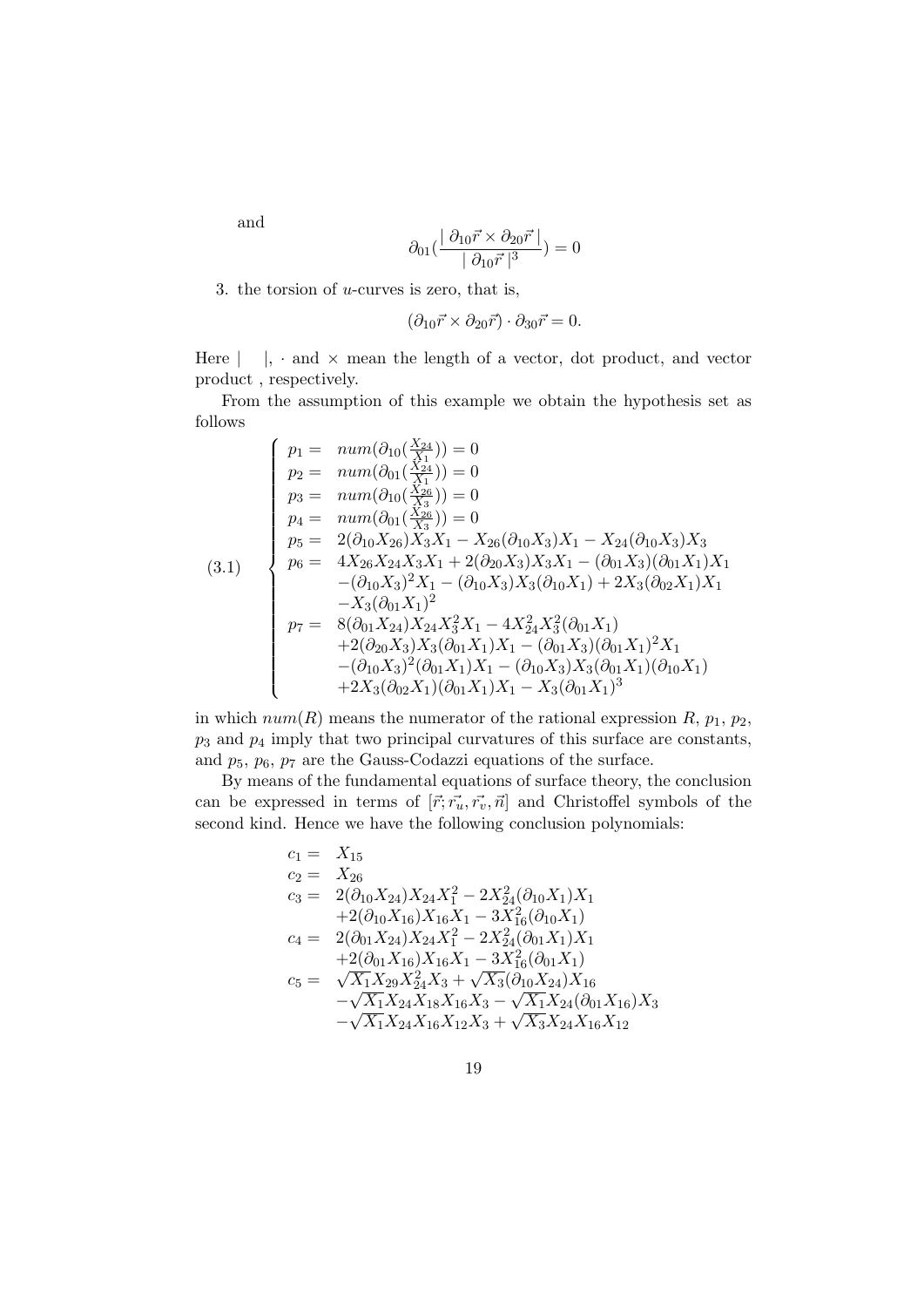and

$$\partial_{01}(\frac{|\partial_{10}\vec{r} \times \partial_{20}\vec{r}|}{|\partial_{10}\vec{r}|^3}) = 0$$

3. the torsion of $u$-curves is zero, that is,

$$(\partial_{10}\vec{r} \times \partial_{20}\vec{r}) \cdot \partial_{30}\vec{r} = 0.$$

Here $|\quad|$, $\cdot$ and $\times$ mean the length of a vector, dot product, and vector product , respectively.

From the assumption of this example we obtain the hypothesis set as follows

$$(3.1) \quad \left\{ \begin{array}{ll} p_1 = & num(\partial_{10}(\frac{X_{24}}{X_1})) = 0 \\ p_2 = & num(\partial_{01}(\frac{X_{24}}{X_1})) = 0 \\ p_3 = & num(\partial_{10}(\frac{X_{26}}{X_3})) = 0 \\ p_4 = & num(\partial_{01}(\frac{X_{26}}{X_3})) = 0 \\ p_5 = & 2(\partial_{10}X_{26})X_3X_1 - X_{26}(\partial_{10}X_3)X_1 - X_{24}(\partial_{10}X_3)X_3 \\ p_6 = & 4X_{26}X_{24}X_3X_1 + 2(\partial_{20}X_3)X_3X_1 - (\partial_{01}X_3)(\partial_{01}X_1)X_1 \\ & -(\partial_{10}X_3)^2X_1 - (\partial_{10}X_3)X_3(\partial_{10}X_1) + 2X_3(\partial_{02}X_1)X_1 \\ & -X_3(\partial_{01}X_1)^2 \\ p_7 = & 8(\partial_{01}X_{24})X_{24}X_3^2X_1 - 4X_{24}^2X_3^2(\partial_{01}X_1) \\ & +2(\partial_{20}X_3)X_3(\partial_{01}X_1)X_1 - (\partial_{01}X_3)(\partial_{01}X_1)^2X_1 \\ & -(\partial_{10}X_3)^2(\partial_{01}X_1)X_1 - (\partial_{10}X_3)X_3(\partial_{01}X_1)(\partial_{10}X_1) \\ & +2X_3(\partial_{02}X_1)(\partial_{01}X_1)X_1 - X_3(\partial_{01}X_1)^3 \end{array} \right.$$

in which $num(R)$ means the numerator of the rational expression $R$, $p_1$, $p_2$, $p_3$ and $p_4$ imply that two principal curvatures of this surface are constants, and $p_5$, $p_6$, $p_7$ are the Gauss-Codazzi equations of the surface.

By means of the fundamental equations of surface theory, the conclusion can be expressed in terms of $[\vec{r}; \vec{r_u}, \vec{r_v}, \vec{n}]$ and Christoffel symbols of the second kind. Hence we have the following conclusion polynomials:

$$\begin{array}{ll} c_1 = & X_{15} \\ c_2 = & X_{26} \\ c_3 = & 2(\partial_{10}X_{24})X_{24}X_1^2 - 2X_{24}^2(\partial_{10}X_1)X_1 \\ & +2(\partial_{10}X_{16})X_{16}X_1 - 3X_{16}^2(\partial_{10}X_1) \\ c_4 = & 2(\partial_{01}X_{24})X_{24}X_1^2 - 2X_{24}^2(\partial_{01}X_1)X_1 \\ & +2(\partial_{01}X_{16})X_{16}X_1 - 3X_{16}^2(\partial_{01}X_1) \\ c_5 = & \sqrt{X_1}X_{29}X_{24}^2X_3 + \sqrt{X_3}(\partial_{10}X_{24})X_{16} \\ & -\sqrt{X_1}X_{24}X_{18}X_{16}X_3 - \sqrt{X_1}X_{24}(\partial_{01}X_{16})X_3 \\ & -\sqrt{X_1}X_{24}X_{16}X_{12}X_3 + \sqrt{X_3}X_{24}X_{16}X_{12} \end{array}$$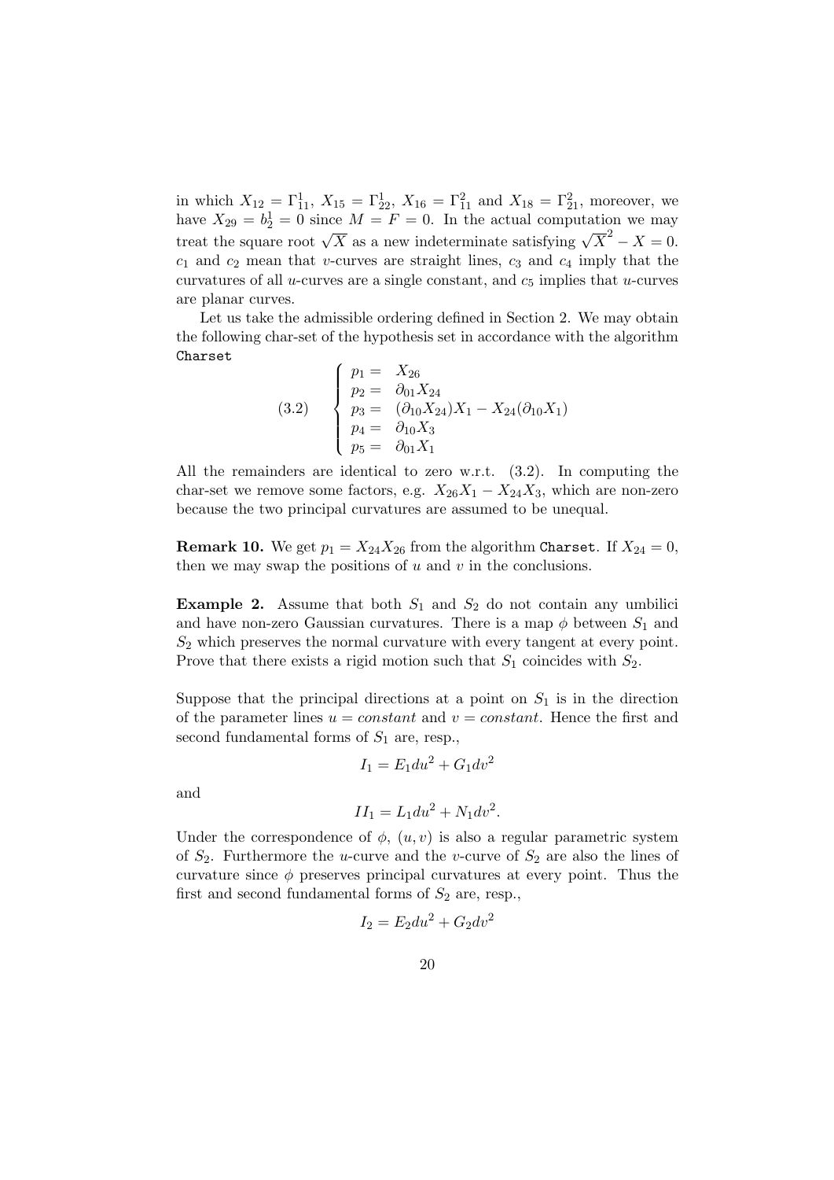in which $X_{12} = \Gamma^1_{11}$, $X_{15} = \Gamma^1_{22}$, $X_{16} = \Gamma^2_{11}$ and $X_{18} = \Gamma^2_{21}$, moreover, we have $X_{29} = b^1_2 = 0$ since $M = F = 0$. In the actual computation we may treat the square root $\sqrt{X}$ as a new indeterminate satisfying $\sqrt{X}^2 - X = 0$. $c_1$ and $c_2$ mean that $v$-curves are straight lines, $c_3$ and $c_4$ imply that the curvatures of all $u$-curves are a single constant, and $c_5$ implies that $u$-curves are planar curves.

Let us take the admissible ordering defined in Section 2. We may obtain the following char-set of the hypothesis set in accordance with the algorithm `Charset`

$$
(3.2) \qquad \begin{cases} p_1 = & X_{26} \\ p_2 = & \partial_{01} X_{24} \\ p_3 = & (\partial_{10} X_{24}) X_1 - X_{24} (\partial_{10} X_1) \\ p_4 = & \partial_{10} X_3 \\ p_5 = & \partial_{01} X_1 \end{cases}
$$

All the remainders are identical to zero w.r.t. (3.2). In computing the char-set we remove some factors, e.g. $X_{26} X_1 - X_{24} X_3$, which are non-zero because the two principal curvatures are assumed to be unequal.

**Remark 10.** We get $p_1 = X_{24} X_{26}$ from the algorithm `Charset`. If $X_{24} = 0$, then we may swap the positions of $u$ and $v$ in the conclusions.

**Example 2.** Assume that both $S_1$ and $S_2$ do not contain any umbilici and have non-zero Gaussian curvatures. There is a map $\phi$ between $S_1$ and $S_2$ which preserves the normal curvature with every tangent at every point. Prove that there exists a rigid motion such that $S_1$ coincides with $S_2$.

Suppose that the principal directions at a point on $S_1$ is in the direction of the parameter lines $u = constant$ and $v = constant$. Hence the first and second fundamental forms of $S_1$ are, resp.,

$$
I_1 = E_1 du^2 + G_1 dv^2
$$

and

$$
II_1 = L_1 du^2 + N_1 dv^2.
$$

Under the correspondence of $\phi$, $(u, v)$ is also a regular parametric system of $S_2$. Furthermore the $u$-curve and the $v$-curve of $S_2$ are also the lines of curvature since $\phi$ preserves principal curvatures at every point. Thus the first and second fundamental forms of $S_2$ are, resp.,

$$
I_2 = E_2 du^2 + G_2 dv^2
$$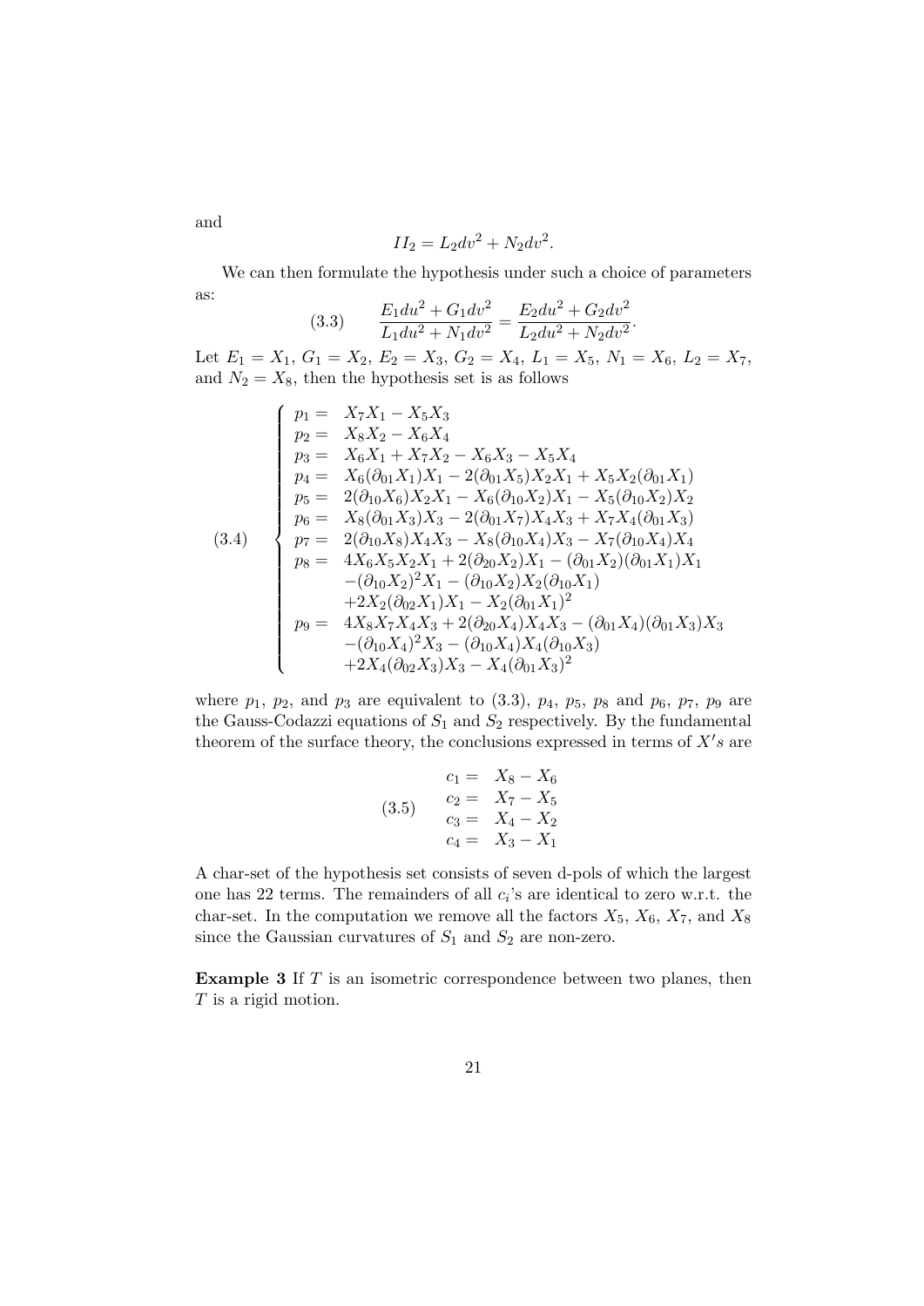and

$$II_2 = L_2 dv^2 + N_2 dv^2.$$

We can then formulate the hypothesis under such a choice of parameters as:

$$\frac{E_1 du^2 + G_1 dv^2}{L_1 du^2 + N_1 dv^2} = \frac{E_2 du^2 + G_2 dv^2}{L_2 du^2 + N_2 dv^2}. \tag{3.3}$$

Let $E_1 = X_1$, $G_1 = X_2$, $E_2 = X_3$, $G_2 = X_4$, $L_1 = X_5$, $N_1 = X_6$, $L_2 = X_7$, and $N_2 = X_8$, then the hypothesis set is as follows

$$\begin{cases} p_1 = & X_7 X_1 - X_5 X_3 \\ p_2 = & X_8 X_2 - X_6 X_4 \\ p_3 = & X_6 X_1 + X_7 X_2 - X_6 X_3 - X_5 X_4 \\ p_4 = & X_6 (\partial_{01} X_1) X_1 - 2(\partial_{01} X_5) X_2 X_1 + X_5 X_2 (\partial_{01} X_1) \\ p_5 = & 2(\partial_{10} X_6) X_2 X_1 - X_6 (\partial_{10} X_2) X_1 - X_5 (\partial_{10} X_2) X_2 \\ p_6 = & X_8 (\partial_{01} X_3) X_3 - 2(\partial_{01} X_7) X_4 X_3 + X_7 X_4 (\partial_{01} X_3) \\ p_7 = & 2(\partial_{10} X_8) X_4 X_3 - X_8 (\partial_{10} X_4) X_3 - X_7 (\partial_{10} X_4) X_4 \\ p_8 = & 4 X_6 X_5 X_2 X_1 + 2(\partial_{20} X_2) X_1 - (\partial_{01} X_2)(\partial_{01} X_1) X_1 \\ & -(\partial_{10} X_2)^2 X_1 - (\partial_{10} X_2) X_2 (\partial_{10} X_1) \\ & +2 X_2 (\partial_{02} X_1) X_1 - X_2 (\partial_{01} X_1)^2 \\ p_9 = & 4 X_8 X_7 X_4 X_3 + 2(\partial_{20} X_4) X_4 X_3 - (\partial_{01} X_4)(\partial_{01} X_3) X_3 \\ & -(\partial_{10} X_4)^2 X_3 - (\partial_{10} X_4) X_4 (\partial_{10} X_3) \\ & +2 X_4 (\partial_{02} X_3) X_3 - X_4 (\partial_{01} X_3)^2 \end{cases} \tag{3.4}$$

where $p_1$, $p_2$, and $p_3$ are equivalent to (3.3), $p_4$, $p_5$, $p_8$ and $p_6$, $p_7$, $p_9$ are the Gauss-Codazzi equations of $S_1$ and $S_2$ respectively. By the fundamental theorem of the surface theory, the conclusions expressed in terms of $X's$ are

$$\begin{aligned} c_1 = &\; X_8 - X_6 \\ c_2 = &\; X_7 - X_5 \\ c_3 = &\; X_4 - X_2 \\ c_4 = &\; X_3 - X_1 \end{aligned} \tag{3.5}$$

A char-set of the hypothesis set consists of seven d-pols of which the largest one has 22 terms. The remainders of all $c_i$'s are identical to zero w.r.t. the char-set. In the computation we remove all the factors $X_5$, $X_6$, $X_7$, and $X_8$ since the Gaussian curvatures of $S_1$ and $S_2$ are non-zero.

**Example 3** If $T$ is an isometric correspondence between two planes, then $T$ is a rigid motion.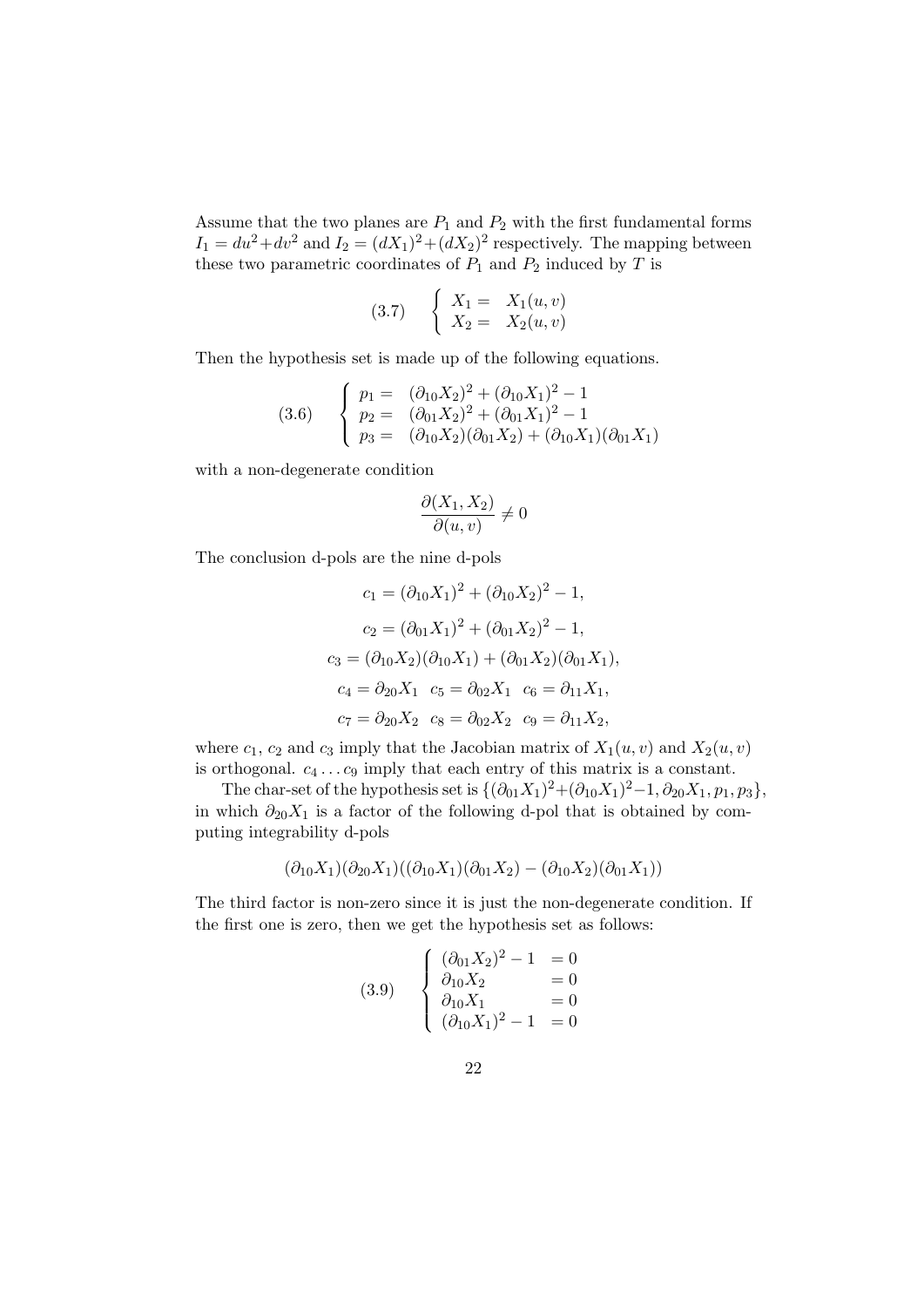Assume that the two planes are $P_1$ and $P_2$ with the first fundamental forms $I_1 = du^2+dv^2$ and $I_2 = (dX_1)^2+(dX_2)^2$ respectively. The mapping between these two parametric coordinates of $P_1$ and $P_2$ induced by $T$ is

$$(3.7) \quad \begin{cases} X_1 = & X_1(u,v) \\ X_2 = & X_2(u,v) \end{cases}$$

Then the hypothesis set is made up of the following equations.

$$(3.6) \quad \begin{cases} p_1 = & (\partial_{10}X_2)^2 + (\partial_{10}X_1)^2 - 1 \\ p_2 = & (\partial_{01}X_2)^2 + (\partial_{01}X_1)^2 - 1 \\ p_3 = & (\partial_{10}X_2)(\partial_{01}X_2) + (\partial_{10}X_1)(\partial_{01}X_1) \end{cases}$$

with a non-degenerate condition

$$\frac{\partial(X_1, X_2)}{\partial(u,v)} \neq 0$$

The conclusion d-pols are the nine d-pols

$$c_1 = (\partial_{10}X_1)^2 + (\partial_{10}X_2)^2 - 1,$$

$$c_2 = (\partial_{01}X_1)^2 + (\partial_{01}X_2)^2 - 1,$$

$$c_3 = (\partial_{10}X_2)(\partial_{10}X_1) + (\partial_{01}X_2)(\partial_{01}X_1),$$

$$c_4 = \partial_{20}X_1 \quad c_5 = \partial_{02}X_1 \quad c_6 = \partial_{11}X_1,$$

$$c_7 = \partial_{20}X_2 \quad c_8 = \partial_{02}X_2 \quad c_9 = \partial_{11}X_2,$$

where $c_1$, $c_2$ and $c_3$ imply that the Jacobian matrix of $X_1(u,v)$ and $X_2(u,v)$ is orthogonal. $c_4 \dots c_9$ imply that each entry of this matrix is a constant.

The char-set of the hypothesis set is $\{(\partial_{01}X_1)^2+(\partial_{10}X_1)^2-1, \partial_{20}X_1, p_1, p_3\}$, in which $\partial_{20}X_1$ is a factor of the following d-pol that is obtained by computing integrability d-pols

$$(\partial_{10}X_1)(\partial_{20}X_1)((\partial_{10}X_1)(\partial_{01}X_2) - (\partial_{10}X_2)(\partial_{01}X_1))$$

The third factor is non-zero since it is just the non-degenerate condition. If the first one is zero, then we get the hypothesis set as follows:

$$(3.9) \quad \begin{cases} (\partial_{01}X_2)^2 - 1 & = 0 \\ \partial_{10}X_2 & = 0 \\ \partial_{10}X_1 & = 0 \\ (\partial_{10}X_1)^2 - 1 & = 0 \end{cases}$$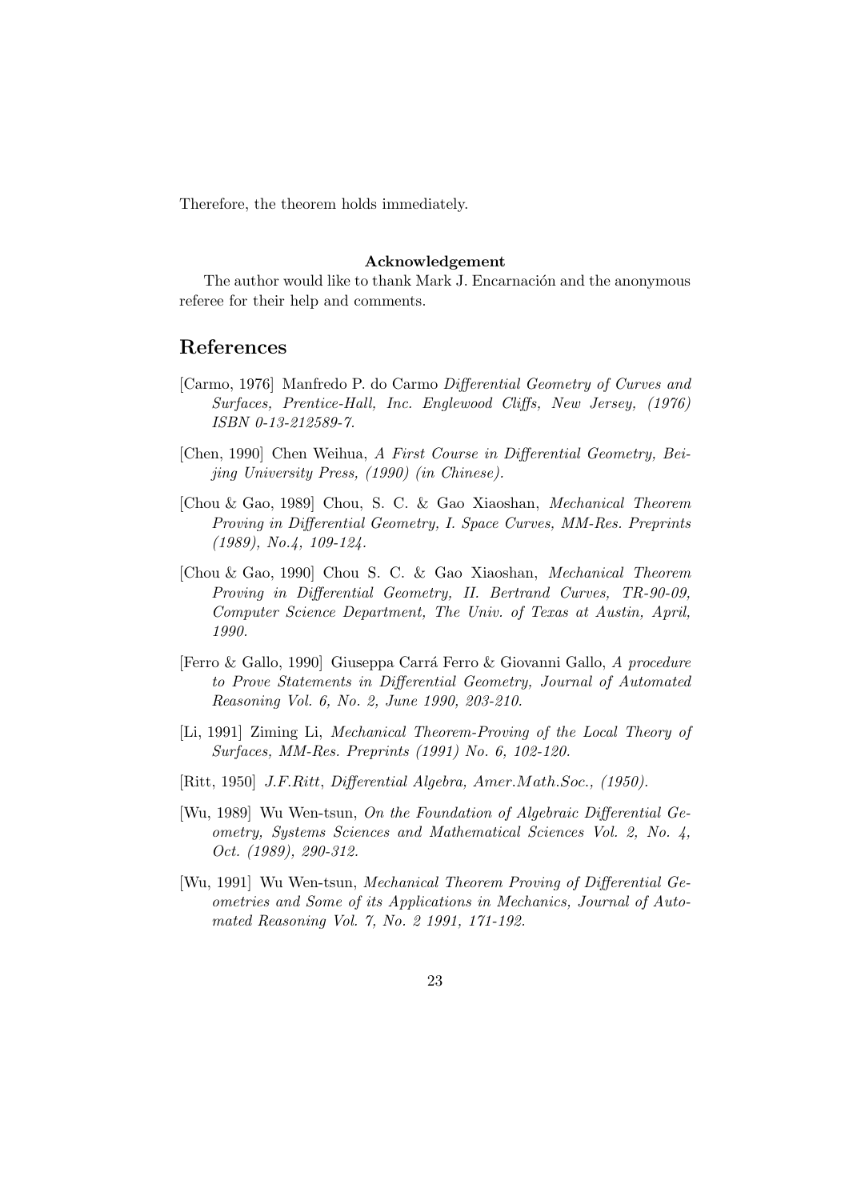Therefore, the theorem holds immediately.

**Acknowledgement**

The author would like to thank Mark J. Encarnación and the anonymous referee for their help and comments.

## References

[Carmo, 1976] Manfredo P. do Carmo *Differential Geometry of Curves and Surfaces, Prentice-Hall, Inc. Englewood Cliffs, New Jersey, (1976) ISBN 0-13-212589-7.*

[Chen, 1990] Chen Weihua, *A First Course in Differential Geometry, Beijing University Press, (1990) (in Chinese).*

[Chou & Gao, 1989] Chou, S. C. & Gao Xiaoshan, *Mechanical Theorem Proving in Differential Geometry, I. Space Curves, MM-Res. Preprints (1989), No.4, 109-124.*

[Chou & Gao, 1990] Chou S. C. & Gao Xiaoshan, *Mechanical Theorem Proving in Differential Geometry, II. Bertrand Curves, TR-90-09, Computer Science Department, The Univ. of Texas at Austin, April, 1990.*

[Ferro & Gallo, 1990] Giuseppa Carrá Ferro & Giovanni Gallo, *A procedure to Prove Statements in Differential Geometry, Journal of Automated Reasoning Vol. 6, No. 2, June 1990, 203-210.*

[Li, 1991] Ziming Li, *Mechanical Theorem-Proving of the Local Theory of Surfaces, MM-Res. Preprints (1991) No. 6, 102-120.*

[Ritt, 1950] *J.F.Ritt*, *Differential Algebra, Amer.Math.Soc., (1950).*

[Wu, 1989] Wu Wen-tsun, *On the Foundation of Algebraic Differential Geometry, Systems Sciences and Mathematical Sciences Vol. 2, No. 4, Oct. (1989), 290-312.*

[Wu, 1991] Wu Wen-tsun, *Mechanical Theorem Proving of Differential Geometries and Some of its Applications in Mechanics, Journal of Automated Reasoning Vol. 7, No. 2 1991, 171-192.*